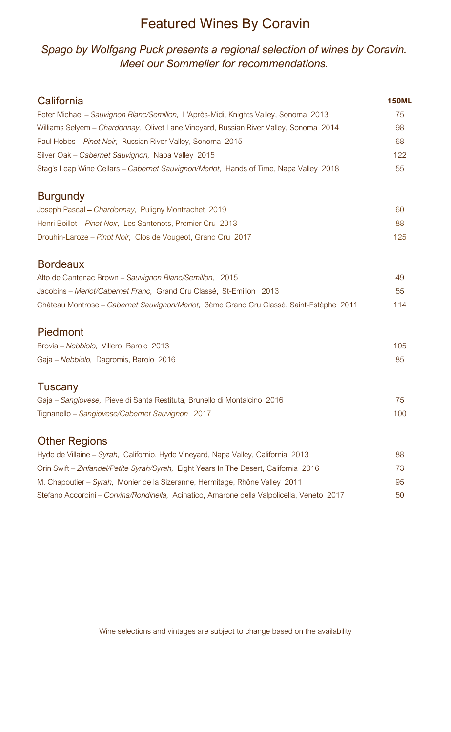# Featured Wines By Coravin

*Spago by Wolfgang Puck presents a regional selection of wines by Coravin. Meet our Sommelier for recommendations.*

| California | 150ML |
|---|---|
| Peter Michael – *Sauvignon Blanc/Semillon,* L'Après-Midi, Knights Valley, Sonoma 2013 | 75 |
| Williams Selyem – *Chardonnay,* Olivet Lane Vineyard, Russian River Valley, Sonoma 2014 | 98 |
| Paul Hobbs – *Pinot Noir,* Russian River Valley, Sonoma 2015 | 68 |
| Silver Oak – *Cabernet Sauvignon,* Napa Valley 2015 | 122 |
| Stag's Leap Wine Cellars – *Cabernet Sauvignon/Merlot,* Hands of Time, Napa Valley 2018 | 55 |

## Burgundy

| | |
|---|---|
| Joseph Pascal – *Chardonnay,* Puligny Montrachet 2019 | 60 |
| Henri Boillot – *Pinot Noir,* Les Santenots, Premier Cru 2013 | 88 |
| Drouhin-Laroze – *Pinot Noir,* Clos de Vougeot, Grand Cru 2017 | 125 |

## Bordeaux

| | |
|---|---|
| Alto de Cantenac Brown – *Sauvignon Blanc/Semillon,* 2015 | 49 |
| Jacobins – *Merlot/Cabernet Franc,* Grand Cru Classé, St-Emilion 2013 | 55 |
| Château Montrose – *Cabernet Sauvignon/Merlot,* 3ème Grand Cru Classé, Saint-Estèphe 2011 | 114 |

## Piedmont

| | |
|---|---|
| Brovia – *Nebbiolo,* Villero, Barolo 2013 | 105 |
| Gaja – *Nebbiolo,* Dagromis, Barolo 2016 | 85 |

## Tuscany

| | |
|---|---|
| Gaja – *Sangiovese,* Pieve di Santa Restituta, Brunello di Montalcino 2016 | 75 |
| Tignanello – *Sangiovese/Cabernet Sauvignon* 2017 | 100 |

## Other Regions

| | |
|---|---|
| Hyde de Villaine – *Syrah,* Californio, Hyde Vineyard, Napa Valley, California 2013 | 88 |
| Orin Swift – *Zinfandel/Petite Syrah/Syrah,* Eight Years In The Desert, California 2016 | 73 |
| M. Chapoutier – *Syrah,* Monier de la Sizeranne, Hermitage, Rhône Valley 2011 | 95 |
| Stefano Accordini – *Corvina/Rondinella,* Acinatico, Amarone della Valpolicella, Veneto 2017 | 50 |

Wine selections and vintages are subject to change based on the availability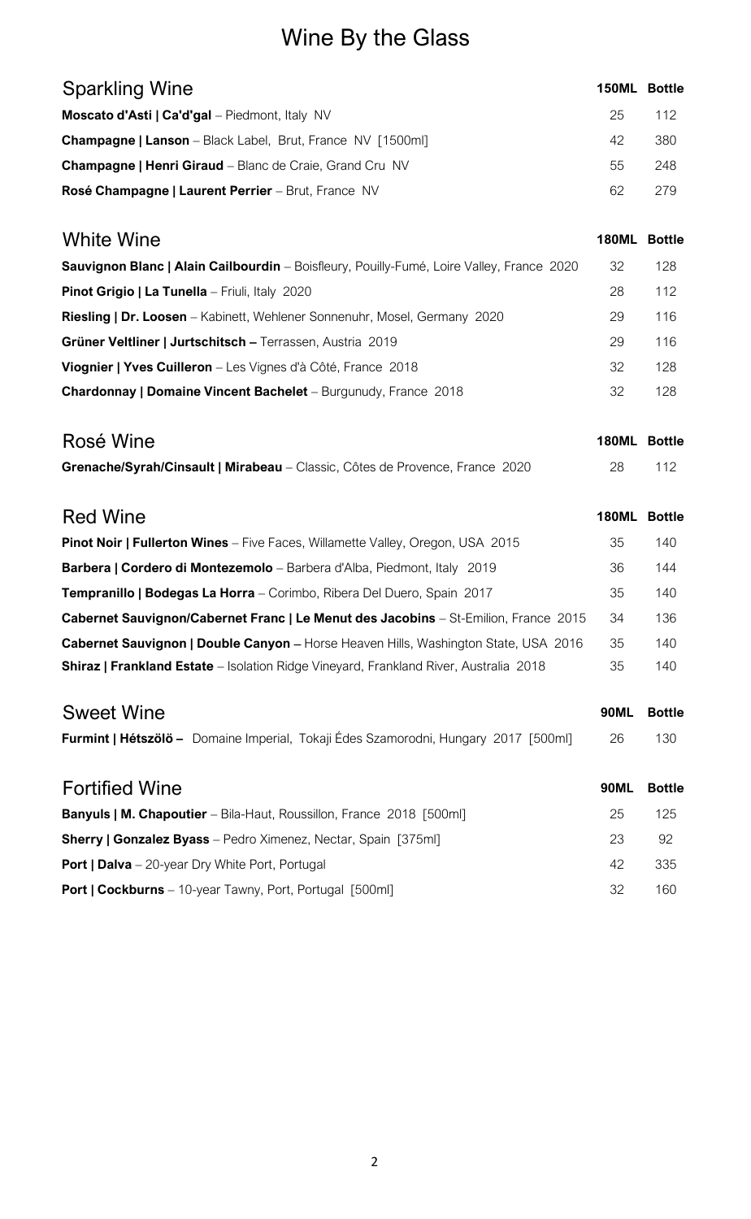# Wine By the Glass

## Sparkling Wine

| Sparkling Wine | 150ML | Bottle |
|---|---|---|
| **Moscato d'Asti \| Ca'd'gal** – Piedmont, Italy NV | 25 | 112 |
| **Champagne \| Lanson** – Black Label, Brut, France NV [1500ml] | 42 | 380 |
| **Champagne \| Henri Giraud** – Blanc de Craie, Grand Cru NV | 55 | 248 |
| **Rosé Champagne \| Laurent Perrier** – Brut, France NV | 62 | 279 |

## White Wine

| White Wine | 180ML | Bottle |
|---|---|---|
| **Sauvignon Blanc \| Alain Cailbourdin** – Boisfleury, Pouilly-Fumé, Loire Valley, France 2020 | 32 | 128 |
| **Pinot Grigio \| La Tunella** – Friuli, Italy 2020 | 28 | 112 |
| **Riesling \| Dr. Loosen** – Kabinett, Wehlener Sonnenuhr, Mosel, Germany 2020 | 29 | 116 |
| **Grüner Veltliner \| Jurtschitsch –** Terrassen, Austria 2019 | 29 | 116 |
| **Viognier \| Yves Cuilleron** – Les Vignes d'à Côté, France 2018 | 32 | 128 |
| **Chardonnay \| Domaine Vincent Bachelet** – Burgunudy, France 2018 | 32 | 128 |

## Rosé Wine

| Rosé Wine | 180ML | Bottle |
|---|---|---|
| **Grenache/Syrah/Cinsault \| Mirabeau** – Classic, Côtes de Provence, France 2020 | 28 | 112 |

## Red Wine

| Red Wine | 180ML | Bottle |
|---|---|---|
| **Pinot Noir \| Fullerton Wines** – Five Faces, Willamette Valley, Oregon, USA 2015 | 35 | 140 |
| **Barbera \| Cordero di Montezemolo** – Barbera d'Alba, Piedmont, Italy 2019 | 36 | 144 |
| **Tempranillo \| Bodegas La Horra** – Corimbo, Ribera Del Duero, Spain 2017 | 35 | 140 |
| **Cabernet Sauvignon/Cabernet Franc \| Le Menut des Jacobins** – St-Emilion, France 2015 | 34 | 136 |
| **Cabernet Sauvignon \| Double Canyon –** Horse Heaven Hills, Washington State, USA 2016 | 35 | 140 |
| **Shiraz \| Frankland Estate** – Isolation Ridge Vineyard, Frankland River, Australia 2018 | 35 | 140 |

## Sweet Wine

| Sweet Wine | 90ML | Bottle |
|---|---|---|
| **Furmint \| Hétszölö –** Domaine Imperial, Tokaji Édes Szamorodni, Hungary 2017 [500ml] | 26 | 130 |

## Fortified Wine

| Fortified Wine | 90ML | Bottle |
|---|---|---|
| **Banyuls \| M. Chapoutier** – Bila-Haut, Roussillon, France 2018 [500ml] | 25 | 125 |
| **Sherry \| Gonzalez Byass** – Pedro Ximenez, Nectar, Spain [375ml] | 23 | 92 |
| **Port \| Dalva** – 20-year Dry White Port, Portugal | 42 | 335 |
| **Port \| Cockburns** – 10-year Tawny, Port, Portugal [500ml] | 32 | 160 |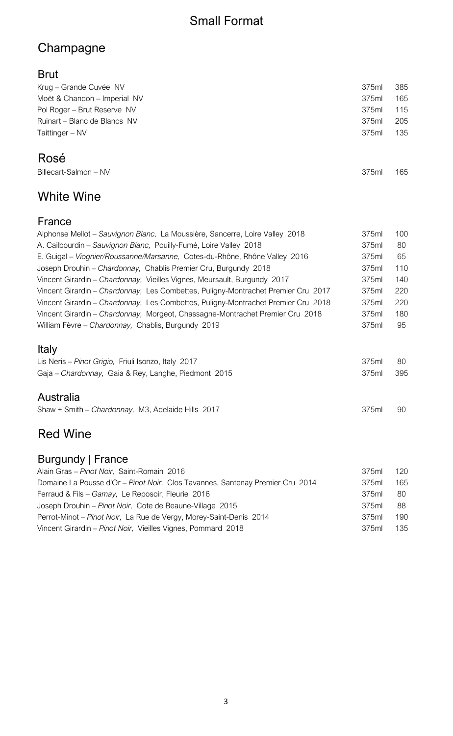# Small Format

## Champagne

### Brut

| | | |
|---|---|---|
| Krug – Grande Cuvée NV | 375ml | 385 |
| Moët & Chandon – Imperial NV | 375ml | 165 |
| Pol Roger – Brut Reserve NV | 375ml | 115 |
| Ruinart – Blanc de Blancs NV | 375ml | 205 |
| Taittinger – NV | 375ml | 135 |

### Rosé

| | | |
|---|---|---|
| Billecart-Salmon – NV | 375ml | 165 |

## White Wine

### France

| | | |
|---|---|---|
| Alphonse Mellot – *Sauvignon Blanc,* La Moussière, Sancerre, Loire Valley 2018 | 375ml | 100 |
| A. Cailbourdin – *Sauvignon Blanc,* Pouilly-Fumé, Loire Valley 2018 | 375ml | 80 |
| E. Guigal – *Viognier/Roussanne/Marsanne,* Cotes-du-Rhône, Rhône Valley 2016 | 375ml | 65 |
| Joseph Drouhin – *Chardonnay,* Chablis Premier Cru, Burgundy 2018 | 375ml | 110 |
| Vincent Girardin – *Chardonnay,* Vieilles Vignes, Meursault, Burgundy 2017 | 375ml | 140 |
| Vincent Girardin – *Chardonnay,* Les Combettes, Puligny-Montrachet Premier Cru 2017 | 375ml | 220 |
| Vincent Girardin – *Chardonnay,* Les Combettes, Puligny-Montrachet Premier Cru 2018 | 375ml | 220 |
| Vincent Girardin – *Chardonnay,* Morgeot, Chassagne-Montrachet Premier Cru 2018 | 375ml | 180 |
| William Fèvre – *Chardonnay,* Chablis, Burgundy 2019 | 375ml | 95 |

### Italy

| | | |
|---|---|---|
| Lis Neris – *Pinot Grigio,* Friuli Isonzo, Italy 2017 | 375ml | 80 |
| Gaja – *Chardonnay,* Gaia & Rey, Langhe, Piedmont 2015 | 375ml | 395 |

### Australia

| | | |
|---|---|---|
| Shaw + Smith – *Chardonnay,* M3, Adelaide Hills 2017 | 375ml | 90 |

## Red Wine

### Burgundy | France

| | | |
|---|---|---|
| Alain Gras – *Pinot Noir,* Saint-Romain 2016 | 375ml | 120 |
| Domaine La Pousse d'Or – *Pinot Noir,* Clos Tavannes, Santenay Premier Cru 2014 | 375ml | 165 |
| Ferraud & Fils – *Gamay,* Le Reposoir, Fleurie 2016 | 375ml | 80 |
| Joseph Drouhin – *Pinot Noir,* Cote de Beaune-Village 2015 | 375ml | 88 |
| Perrot-Minot – *Pinot Noir,* La Rue de Vergy, Morey-Saint-Denis 2014 | 375ml | 190 |
| Vincent Girardin – *Pinot Noir,* Vieilles Vignes, Pommard 2018 | 375ml | 135 |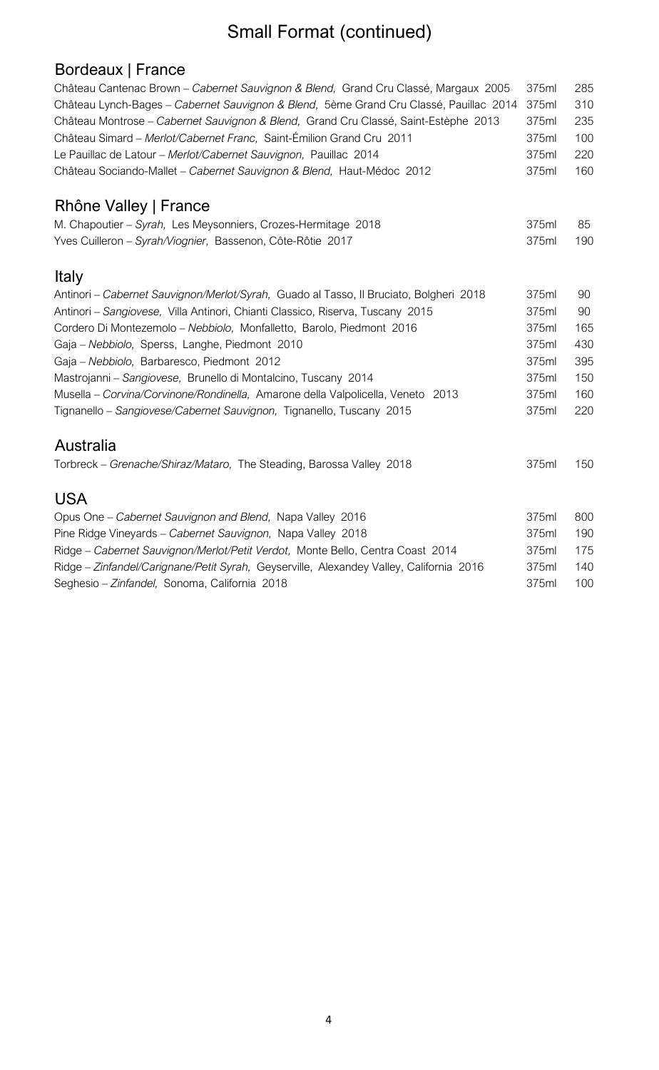# Small Format (continued)

## Bordeaux | France

| | | |
|---|---|---|
| Château Cantenac Brown – *Cabernet Sauvignon & Blend,* Grand Cru Classé, Margaux 2005 | 375ml | 285 |
| Château Lynch-Bages – *Cabernet Sauvignon & Blend,* 5ème Grand Cru Classé, Pauillac 2014 | 375ml | 310 |
| Château Montrose – *Cabernet Sauvignon & Blend,* Grand Cru Classé, Saint-Estèphe 2013 | 375ml | 235 |
| Château Simard – *Merlot/Cabernet Franc,* Saint-Émilion Grand Cru 2011 | 375ml | 100 |
| Le Pauillac de Latour – *Merlot/Cabernet Sauvignon,* Pauillac 2014 | 375ml | 220 |
| Château Sociando-Mallet – *Cabernet Sauvignon & Blend,* Haut-Médoc 2012 | 375ml | 160 |

## Rhône Valley | France

| | | |
|---|---|---|
| M. Chapoutier – *Syrah,* Les Meysonniers, Crozes-Hermitage 2018 | 375ml | 85 |
| Yves Cuilleron – *Syrah/Viognier,* Bassenon, Côte-Rôtie 2017 | 375ml | 190 |

## Italy

| | | |
|---|---|---|
| Antinori – *Cabernet Sauvignon/Merlot/Syrah,* Guado al Tasso, Il Bruciato, Bolgheri 2018 | 375ml | 90 |
| Antinori – *Sangiovese,* Villa Antinori, Chianti Classico, Riserva, Tuscany 2015 | 375ml | 90 |
| Cordero Di Montezemolo – *Nebbiolo,* Monfalletto, Barolo, Piedmont 2016 | 375ml | 165 |
| Gaja – *Nebbiolo,* Sperss, Langhe, Piedmont 2010 | 375ml | 430 |
| Gaja – *Nebbiolo,* Barbaresco, Piedmont 2012 | 375ml | 395 |
| Mastrojanni – *Sangiovese,* Brunello di Montalcino, Tuscany 2014 | 375ml | 150 |
| Musella – *Corvina/Corvinone/Rondinella,* Amarone della Valpolicella, Veneto 2013 | 375ml | 160 |
| Tignanello – *Sangiovese/Cabernet Sauvignon,* Tignanello, Tuscany 2015 | 375ml | 220 |

## Australia

| | | |
|---|---|---|
| Torbreck – *Grenache/Shiraz/Mataro,* The Steading, Barossa Valley 2018 | 375ml | 150 |

## USA

| | | |
|---|---|---|
| Opus One – *Cabernet Sauvignon and Blend,* Napa Valley 2016 | 375ml | 800 |
| Pine Ridge Vineyards – *Cabernet Sauvignon,* Napa Valley 2018 | 375ml | 190 |
| Ridge – *Cabernet Sauvignon/Merlot/Petit Verdot,* Monte Bello, Centra Coast 2014 | 375ml | 175 |
| Ridge – *Zinfandel/Carignane/Petit Syrah,* Geyserville, Alexandey Valley, California 2016 | 375ml | 140 |
| Seghesio – *Zinfandel,* Sonoma, California 2018 | 375ml | 100 |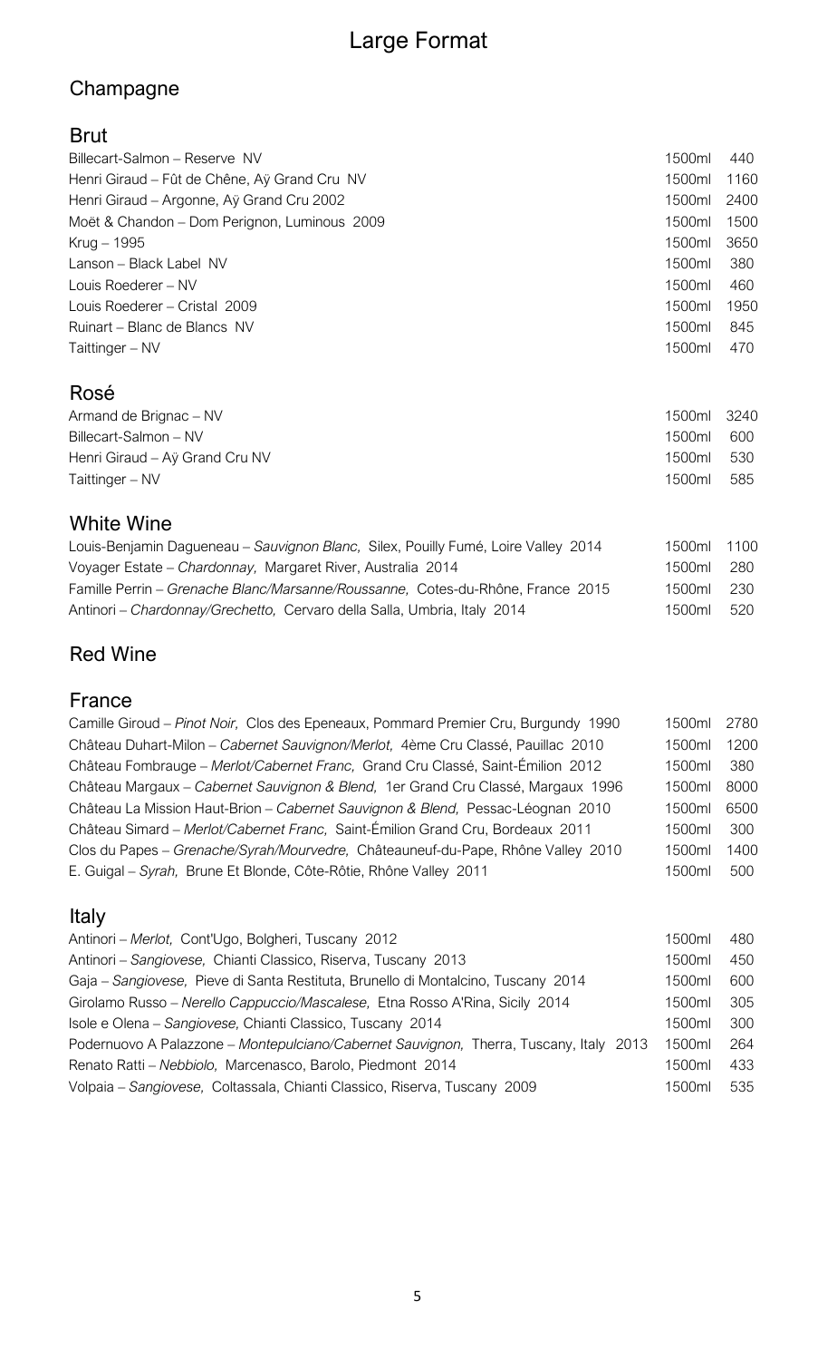# Large Format

## Champagne

### Brut

| Wine | Size | Price |
|---|---|---|
| Billecart-Salmon – Reserve NV | 1500ml | 440 |
| Henri Giraud – Fût de Chêne, Aÿ Grand Cru NV | 1500ml | 1160 |
| Henri Giraud – Argonne, Aÿ Grand Cru 2002 | 1500ml | 2400 |
| Moët & Chandon – Dom Perignon, Luminous 2009 | 1500ml | 1500 |
| Krug – 1995 | 1500ml | 3650 |
| Lanson – Black Label NV | 1500ml | 380 |
| Louis Roederer – NV | 1500ml | 460 |
| Louis Roederer – Cristal 2009 | 1500ml | 1950 |
| Ruinart – Blanc de Blancs NV | 1500ml | 845 |
| Taittinger – NV | 1500ml | 470 |

### Rosé

| Wine | Size | Price |
|---|---|---|
| Armand de Brignac – NV | 1500ml | 3240 |
| Billecart-Salmon – NV | 1500ml | 600 |
| Henri Giraud – Aÿ Grand Cru NV | 1500ml | 530 |
| Taittinger – NV | 1500ml | 585 |

### White Wine

| Wine | Size | Price |
|---|---|---|
| Louis-Benjamin Dagueneau – *Sauvignon Blanc,* Silex, Pouilly Fumé, Loire Valley 2014 | 1500ml | 1100 |
| Voyager Estate – *Chardonnay,* Margaret River, Australia 2014 | 1500ml | 280 |
| Famille Perrin – *Grenache Blanc/Marsanne/Roussanne,* Cotes-du-Rhône, France 2015 | 1500ml | 230 |
| Antinori – *Chardonnay/Grechetto,* Cervaro della Salla, Umbria, Italy 2014 | 1500ml | 520 |

## Red Wine

### France

| Wine | Size | Price |
|---|---|---|
| Camille Giroud – *Pinot Noir,* Clos des Epeneaux, Pommard Premier Cru, Burgundy 1990 | 1500ml | 2780 |
| Château Duhart-Milon – *Cabernet Sauvignon/Merlot,* 4ème Cru Classé, Pauillac 2010 | 1500ml | 1200 |
| Château Fombrauge – *Merlot/Cabernet Franc,* Grand Cru Classé, Saint-Émilion 2012 | 1500ml | 380 |
| Château Margaux – *Cabernet Sauvignon & Blend,* 1er Grand Cru Classé, Margaux 1996 | 1500ml | 8000 |
| Château La Mission Haut-Brion – *Cabernet Sauvignon & Blend,* Pessac-Léognan 2010 | 1500ml | 6500 |
| Château Simard – *Merlot/Cabernet Franc,* Saint-Émilion Grand Cru, Bordeaux 2011 | 1500ml | 300 |
| Clos du Papes – *Grenache/Syrah/Mourvedre,* Châteauneuf-du-Pape, Rhône Valley 2010 | 1500ml | 1400 |
| E. Guigal – *Syrah,* Brune Et Blonde, Côte-Rôtie, Rhône Valley 2011 | 1500ml | 500 |

### Italy

| Wine | Size | Price |
|---|---|---|
| Antinori – *Merlot,* Cont'Ugo, Bolgheri, Tuscany 2012 | 1500ml | 480 |
| Antinori – *Sangiovese,* Chianti Classico, Riserva, Tuscany 2013 | 1500ml | 450 |
| Gaja – *Sangiovese,* Pieve di Santa Restituta, Brunello di Montalcino, Tuscany 2014 | 1500ml | 600 |
| Girolamo Russo – *Nerello Cappuccio/Mascalese,* Etna Rosso A'Rina, Sicily 2014 | 1500ml | 305 |
| Isole e Olena – *Sangiovese,* Chianti Classico, Tuscany 2014 | 1500ml | 300 |
| Podernuovo A Palazzone – *Montepulciano/Cabernet Sauvignon,* Therra, Tuscany, Italy 2013 | 1500ml | 264 |
| Renato Ratti – *Nebbiolo,* Marcenasco, Barolo, Piedmont 2014 | 1500ml | 433 |
| Volpaia – *Sangiovese,* Coltassala, Chianti Classico, Riserva, Tuscany 2009 | 1500ml | 535 |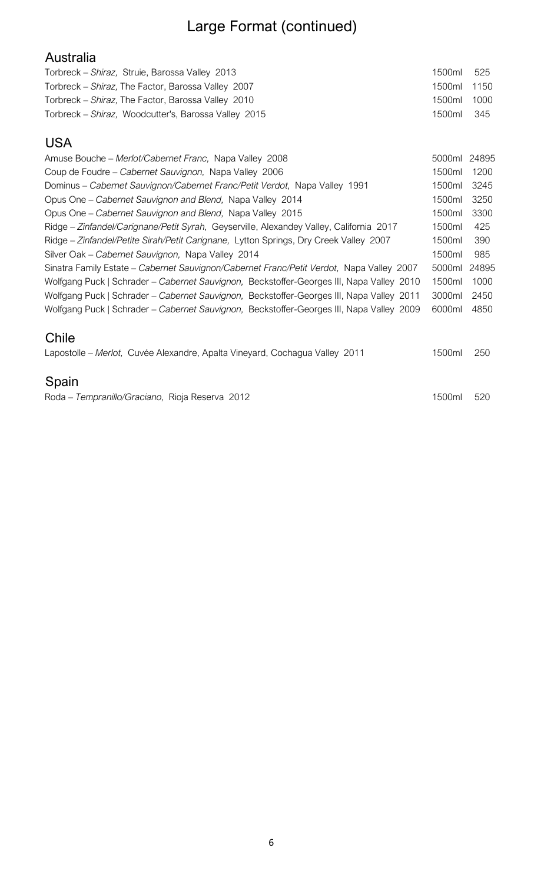# Large Format (continued)

## Australia

| | | |
|---|---|---|
| Torbreck – *Shiraz,* Struie, Barossa Valley 2013 | 1500ml | 525 |
| Torbreck – *Shiraz,* The Factor, Barossa Valley 2007 | 1500ml | 1150 |
| Torbreck – *Shiraz,* The Factor, Barossa Valley 2010 | 1500ml | 1000 |
| Torbreck – *Shiraz,* Woodcutter's, Barossa Valley 2015 | 1500ml | 345 |

## USA

| | | |
|---|---|---|
| Amuse Bouche – *Merlot/Cabernet Franc,* Napa Valley 2008 | 5000ml | 24895 |
| Coup de Foudre – *Cabernet Sauvignon,* Napa Valley 2006 | 1500ml | 1200 |
| Dominus – *Cabernet Sauvignon/Cabernet Franc/Petit Verdot,* Napa Valley 1991 | 1500ml | 3245 |
| Opus One – *Cabernet Sauvignon and Blend,* Napa Valley 2014 | 1500ml | 3250 |
| Opus One – *Cabernet Sauvignon and Blend,* Napa Valley 2015 | 1500ml | 3300 |
| Ridge – *Zinfandel/Carignane/Petit Syrah,* Geyserville, Alexandey Valley, California 2017 | 1500ml | 425 |
| Ridge – *Zinfandel/Petite Sirah/Petit Carignane,* Lytton Springs, Dry Creek Valley 2007 | 1500ml | 390 |
| Silver Oak – *Cabernet Sauvignon,* Napa Valley 2014 | 1500ml | 985 |
| Sinatra Family Estate – *Cabernet Sauvignon/Cabernet Franc/Petit Verdot,* Napa Valley 2007 | 5000ml | 24895 |
| Wolfgang Puck \| Schrader – *Cabernet Sauvignon,* Beckstoffer-Georges III, Napa Valley 2010 | 1500ml | 1000 |
| Wolfgang Puck \| Schrader – *Cabernet Sauvignon,* Beckstoffer-Georges III, Napa Valley 2011 | 3000ml | 2450 |
| Wolfgang Puck \| Schrader – *Cabernet Sauvignon,* Beckstoffer-Georges III, Napa Valley 2009 | 6000ml | 4850 |

## Chile

| | | |
|---|---|---|
| Lapostolle – *Merlot,* Cuvée Alexandre, Apalta Vineyard, Cochagua Valley 2011 | 1500ml | 250 |

## Spain

| | | |
|---|---|---|
| Roda – *Tempranillo/Graciano,* Rioja Reserva 2012 | 1500ml | 520 |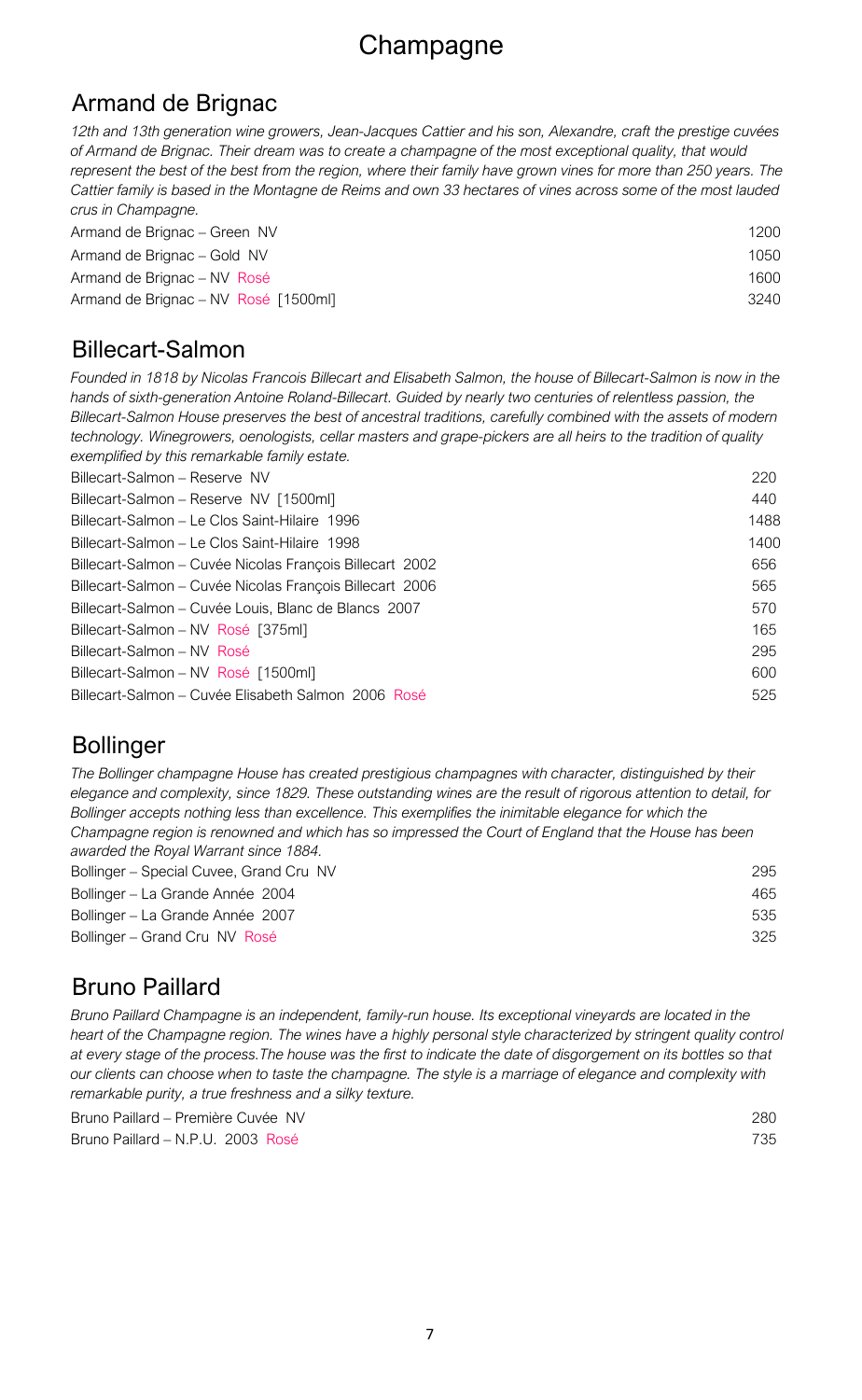# Champagne

## Armand de Brignac

*12th and 13th generation wine growers, Jean-Jacques Cattier and his son, Alexandre, craft the prestige cuvées of Armand de Brignac. Their dream was to create a champagne of the most exceptional quality, that would represent the best of the best from the region, where their family have grown vines for more than 250 years. The Cattier family is based in the Montagne de Reims and own 33 hectares of vines across some of the most lauded crus in Champagne.*

| | |
|---|---|
| Armand de Brignac – Green NV | 1200 |
| Armand de Brignac – Gold NV | 1050 |
| Armand de Brignac – NV Rosé | 1600 |
| Armand de Brignac – NV Rosé [1500ml] | 3240 |

## Billecart-Salmon

*Founded in 1818 by Nicolas Francois Billecart and Elisabeth Salmon, the house of Billecart-Salmon is now in the hands of sixth-generation Antoine Roland-Billecart. Guided by nearly two centuries of relentless passion, the Billecart-Salmon House preserves the best of ancestral traditions, carefully combined with the assets of modern technology. Winegrowers, oenologists, cellar masters and grape-pickers are all heirs to the tradition of quality exemplified by this remarkable family estate.*

| | |
|---|---|
| Billecart-Salmon – Reserve NV | 220 |
| Billecart-Salmon – Reserve NV [1500ml] | 440 |
| Billecart-Salmon – Le Clos Saint-Hilaire 1996 | 1488 |
| Billecart-Salmon – Le Clos Saint-Hilaire 1998 | 1400 |
| Billecart-Salmon – Cuvée Nicolas François Billecart 2002 | 656 |
| Billecart-Salmon – Cuvée Nicolas François Billecart 2006 | 565 |
| Billecart-Salmon – Cuvée Louis, Blanc de Blancs 2007 | 570 |
| Billecart-Salmon – NV Rosé [375ml] | 165 |
| Billecart-Salmon – NV Rosé | 295 |
| Billecart-Salmon – NV Rosé [1500ml] | 600 |
| Billecart-Salmon – Cuvée Elisabeth Salmon 2006 Rosé | 525 |

## Bollinger

*The Bollinger champagne House has created prestigious champagnes with character, distinguished by their elegance and complexity, since 1829. These outstanding wines are the result of rigorous attention to detail, for Bollinger accepts nothing less than excellence. This exemplifies the inimitable elegance for which the Champagne region is renowned and which has so impressed the Court of England that the House has been awarded the Royal Warrant since 1884.*

| | |
|---|---|
| Bollinger – Special Cuvee, Grand Cru NV | 295 |
| Bollinger – La Grande Année 2004 | 465 |
| Bollinger – La Grande Année 2007 | 535 |
| Bollinger – Grand Cru NV Rosé | 325 |

## Bruno Paillard

*Bruno Paillard Champagne is an independent, family-run house. Its exceptional vineyards are located in the heart of the Champagne region. The wines have a highly personal style characterized by stringent quality control at every stage of the process.The house was the first to indicate the date of disgorgement on its bottles so that our clients can choose when to taste the champagne. The style is a marriage of elegance and complexity with remarkable purity, a true freshness and a silky texture.*

| | |
|---|---|
| Bruno Paillard – Première Cuvée NV | 280 |
| Bruno Paillard – N.P.U. 2003 Rosé | 735 |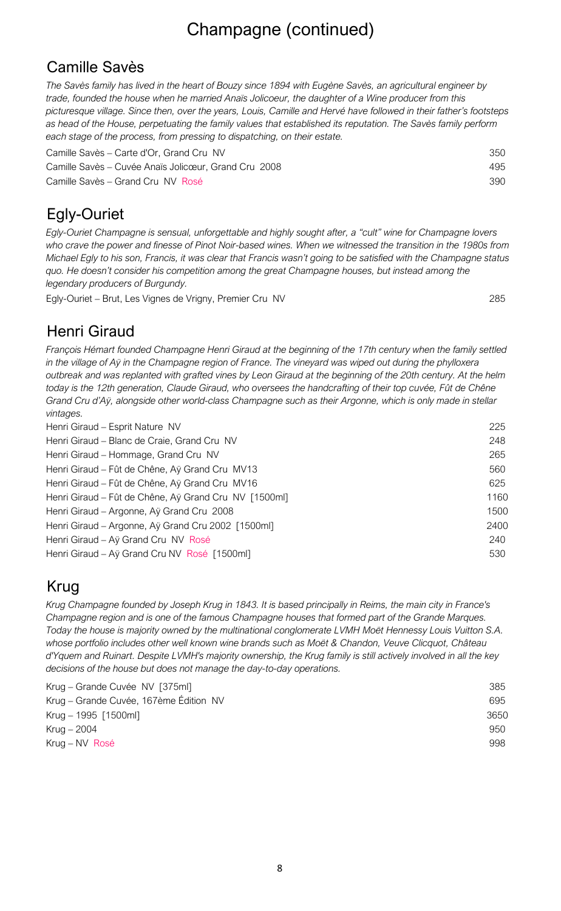# Champagne (continued)

## Camille Savès

*The Savès family has lived in the heart of Bouzy since 1894 with Eugène Savès, an agricultural engineer by trade, founded the house when he married Anaïs Jolicoeur, the daughter of a Wine producer from this picturesque village. Since then, over the years, Louis, Camille and Hervé have followed in their father's footsteps as head of the House, perpetuating the family values that established its reputation. The Savès family perform each stage of the process, from pressing to dispatching, on their estate.*

| Wine | Price |
| --- | --- |
| Camille Savès – Carte d'Or, Grand Cru NV | 350 |
| Camille Savès – Cuvée Anaïs Jolicœur, Grand Cru 2008 | 495 |
| Camille Savès – Grand Cru NV Rosé | 390 |

## Egly-Ouriet

*Egly-Ouriet Champagne is sensual, unforgettable and highly sought after, a "cult" wine for Champagne lovers who crave the power and finesse of Pinot Noir-based wines. When we witnessed the transition in the 1980s from Michael Egly to his son, Francis, it was clear that Francis wasn't going to be satisfied with the Champagne status quo. He doesn't consider his competition among the great Champagne houses, but instead among the legendary producers of Burgundy.*

| Wine | Price |
| --- | --- |
| Egly-Ouriet – Brut, Les Vignes de Vrigny, Premier Cru NV | 285 |

## Henri Giraud

*François Hémart founded Champagne Henri Giraud at the beginning of the 17th century when the family settled in the village of Aÿ in the Champagne region of France. The vineyard was wiped out during the phylloxera outbreak and was replanted with grafted vines by Leon Giraud at the beginning of the 20th century. At the helm today is the 12th generation, Claude Giraud, who oversees the handcrafting of their top cuvée, Fût de Chêne Grand Cru d'Aÿ, alongside other world-class Champagne such as their Argonne, which is only made in stellar vintages.*

| Wine | Price |
| --- | --- |
| Henri Giraud – Esprit Nature NV | 225 |
| Henri Giraud – Blanc de Craie, Grand Cru NV | 248 |
| Henri Giraud – Hommage, Grand Cru NV | 265 |
| Henri Giraud – Fût de Chêne, Aÿ Grand Cru MV13 | 560 |
| Henri Giraud – Fût de Chêne, Aÿ Grand Cru MV16 | 625 |
| Henri Giraud – Fût de Chêne, Aÿ Grand Cru NV [1500ml] | 1160 |
| Henri Giraud – Argonne, Aÿ Grand Cru 2008 | 1500 |
| Henri Giraud – Argonne, Aÿ Grand Cru 2002 [1500ml] | 2400 |
| Henri Giraud – Aÿ Grand Cru NV Rosé | 240 |
| Henri Giraud – Aÿ Grand Cru NV Rosé [1500ml] | 530 |

## Krug

*Krug Champagne founded by Joseph Krug in 1843. It is based principally in Reims, the main city in France's Champagne region and is one of the famous Champagne houses that formed part of the Grande Marques. Today the house is majority owned by the multinational conglomerate LVMH Moët Hennessy Louis Vuitton S.A. whose portfolio includes other well known wine brands such as Moët & Chandon, Veuve Clicquot, Château d'Yquem and Ruinart. Despite LVMH's majority ownership, the Krug family is still actively involved in all the key decisions of the house but does not manage the day-to-day operations.*

| Wine | Price |
| --- | --- |
| Krug – Grande Cuvée NV [375ml] | 385 |
| Krug – Grande Cuvée, 167ème Édition NV | 695 |
| Krug – 1995 [1500ml] | 3650 |
| Krug – 2004 | 950 |
| Krug – NV Rosé | 998 |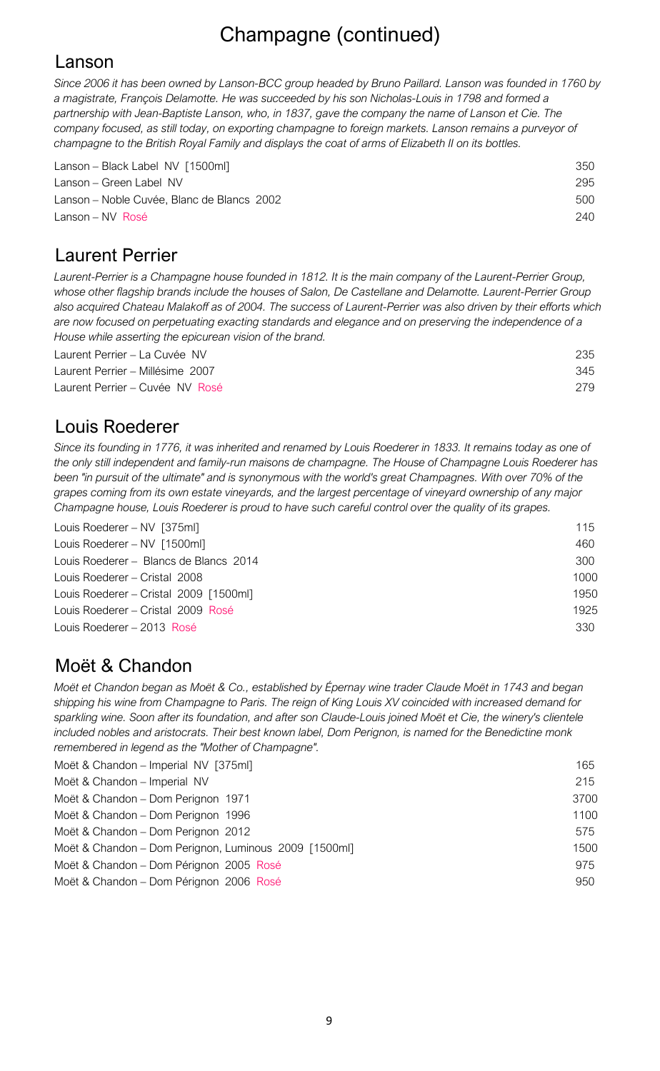# Champagne (continued)

## Lanson

*Since 2006 it has been owned by Lanson-BCC group headed by Bruno Paillard. Lanson was founded in 1760 by a magistrate, François Delamotte. He was succeeded by his son Nicholas-Louis in 1798 and formed a partnership with Jean-Baptiste Lanson, who, in 1837, gave the company the name of Lanson et Cie. The company focused, as still today, on exporting champagne to foreign markets. Lanson remains a purveyor of champagne to the British Royal Family and displays the coat of arms of Elizabeth II on its bottles.*

| | |
|---|---|
| Lanson – Black Label NV [1500ml] | 350 |
| Lanson – Green Label NV | 295 |
| Lanson – Noble Cuvée, Blanc de Blancs 2002 | 500 |
| Lanson – NV Rosé | 240 |

## Laurent Perrier

*Laurent-Perrier is a Champagne house founded in 1812. It is the main company of the Laurent-Perrier Group, whose other flagship brands include the houses of Salon, De Castellane and Delamotte. Laurent-Perrier Group also acquired Chateau Malakoff as of 2004. The success of Laurent-Perrier was also driven by their efforts which are now focused on perpetuating exacting standards and elegance and on preserving the independence of a House while asserting the epicurean vision of the brand.*

| | |
|---|---|
| Laurent Perrier – La Cuvée NV | 235 |
| Laurent Perrier – Millésime 2007 | 345 |
| Laurent Perrier – Cuvée NV Rosé | 279 |

## Louis Roederer

*Since its founding in 1776, it was inherited and renamed by Louis Roederer in 1833. It remains today as one of the only still independent and family-run maisons de champagne. The House of Champagne Louis Roederer has been "in pursuit of the ultimate" and is synonymous with the world's great Champagnes. With over 70% of the grapes coming from its own estate vineyards, and the largest percentage of vineyard ownership of any major Champagne house, Louis Roederer is proud to have such careful control over the quality of its grapes.*

| | |
|---|---|
| Louis Roederer – NV [375ml] | 115 |
| Louis Roederer – NV [1500ml] | 460 |
| Louis Roederer – Blancs de Blancs 2014 | 300 |
| Louis Roederer – Cristal 2008 | 1000 |
| Louis Roederer – Cristal 2009 [1500ml] | 1950 |
| Louis Roederer – Cristal 2009 Rosé | 1925 |
| Louis Roederer – 2013 Rosé | 330 |

## Moët & Chandon

*Moët et Chandon began as Moët & Co., established by Épernay wine trader Claude Moët in 1743 and began shipping his wine from Champagne to Paris. The reign of King Louis XV coincided with increased demand for sparkling wine. Soon after its foundation, and after son Claude-Louis joined Moët et Cie, the winery's clientele included nobles and aristocrats. Their best known label, Dom Perignon, is named for the Benedictine monk remembered in legend as the "Mother of Champagne".*

| | |
|---|---|
| Moët & Chandon – Imperial NV [375ml] | 165 |
| Moët & Chandon – Imperial NV | 215 |
| Moët & Chandon – Dom Perignon 1971 | 3700 |
| Moët & Chandon – Dom Perignon 1996 | 1100 |
| Moët & Chandon – Dom Perignon 2012 | 575 |
| Moët & Chandon – Dom Perignon, Luminous 2009 [1500ml] | 1500 |
| Moët & Chandon – Dom Pérignon 2005 Rosé | 975 |
| Moët & Chandon – Dom Pérignon 2006 Rosé | 950 |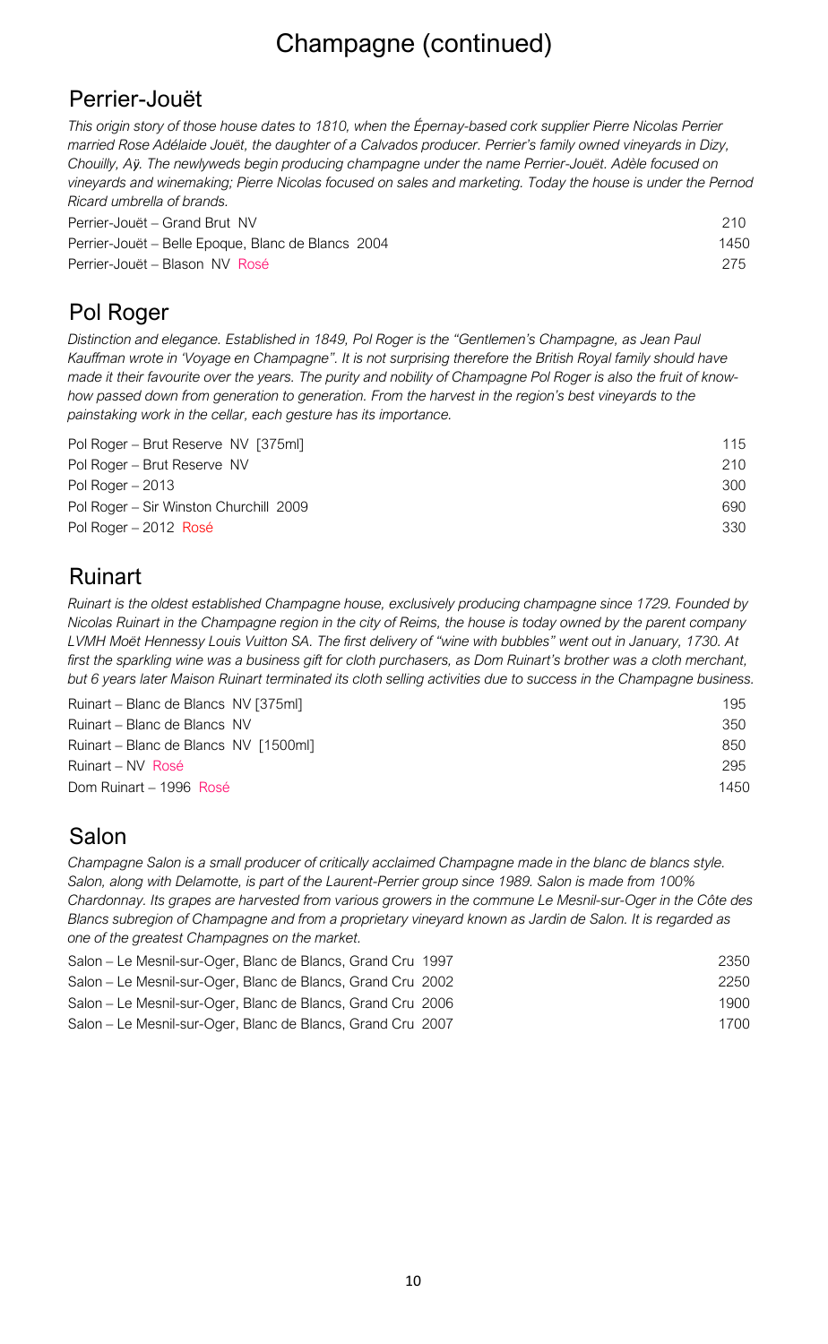# Champagne (continued)

## Perrier-Jouët

*This origin story of those house dates to 1810, when the Épernay-based cork supplier Pierre Nicolas Perrier married Rose Adélaide Jouët, the daughter of a Calvados producer. Perrier's family owned vineyards in Dizy, Chouilly, Aÿ. The newlyweds begin producing champagne under the name Perrier-Jouët. Adèle focused on vineyards and winemaking; Pierre Nicolas focused on sales and marketing. Today the house is under the Pernod Ricard umbrella of brands.*

| | |
|---|---|
| Perrier-Jouët – Grand Brut NV | 210 |
| Perrier-Jouët – Belle Epoque, Blanc de Blancs 2004 | 1450 |
| Perrier-Jouët – Blason NV Rosé | 275 |

## Pol Roger

*Distinction and elegance. Established in 1849, Pol Roger is the "Gentlemen's Champagne, as Jean Paul Kauffman wrote in 'Voyage en Champagne". It is not surprising therefore the British Royal family should have made it their favourite over the years. The purity and nobility of Champagne Pol Roger is also the fruit of know-how passed down from generation to generation. From the harvest in the region's best vineyards to the painstaking work in the cellar, each gesture has its importance.*

| | |
|---|---|
| Pol Roger – Brut Reserve NV [375ml] | 115 |
| Pol Roger – Brut Reserve NV | 210 |
| Pol Roger – 2013 | 300 |
| Pol Roger – Sir Winston Churchill 2009 | 690 |
| Pol Roger – 2012 Rosé | 330 |

## Ruinart

*Ruinart is the oldest established Champagne house, exclusively producing champagne since 1729. Founded by Nicolas Ruinart in the Champagne region in the city of Reims, the house is today owned by the parent company LVMH Moët Hennessy Louis Vuitton SA. The first delivery of "wine with bubbles" went out in January, 1730. At first the sparkling wine was a business gift for cloth purchasers, as Dom Ruinart's brother was a cloth merchant, but 6 years later Maison Ruinart terminated its cloth selling activities due to success in the Champagne business.*

| | |
|---|---|
| Ruinart – Blanc de Blancs NV [375ml] | 195 |
| Ruinart – Blanc de Blancs NV | 350 |
| Ruinart – Blanc de Blancs NV [1500ml] | 850 |
| Ruinart – NV Rosé | 295 |
| Dom Ruinart – 1996 Rosé | 1450 |

## Salon

*Champagne Salon is a small producer of critically acclaimed Champagne made in the blanc de blancs style. Salon, along with Delamotte, is part of the Laurent-Perrier group since 1989. Salon is made from 100% Chardonnay. Its grapes are harvested from various growers in the commune Le Mesnil-sur-Oger in the Côte des Blancs subregion of Champagne and from a proprietary vineyard known as Jardin de Salon. It is regarded as one of the greatest Champagnes on the market.*

| | |
|---|---|
| Salon – Le Mesnil-sur-Oger, Blanc de Blancs, Grand Cru 1997 | 2350 |
| Salon – Le Mesnil-sur-Oger, Blanc de Blancs, Grand Cru 2002 | 2250 |
| Salon – Le Mesnil-sur-Oger, Blanc de Blancs, Grand Cru 2006 | 1900 |
| Salon – Le Mesnil-sur-Oger, Blanc de Blancs, Grand Cru 2007 | 1700 |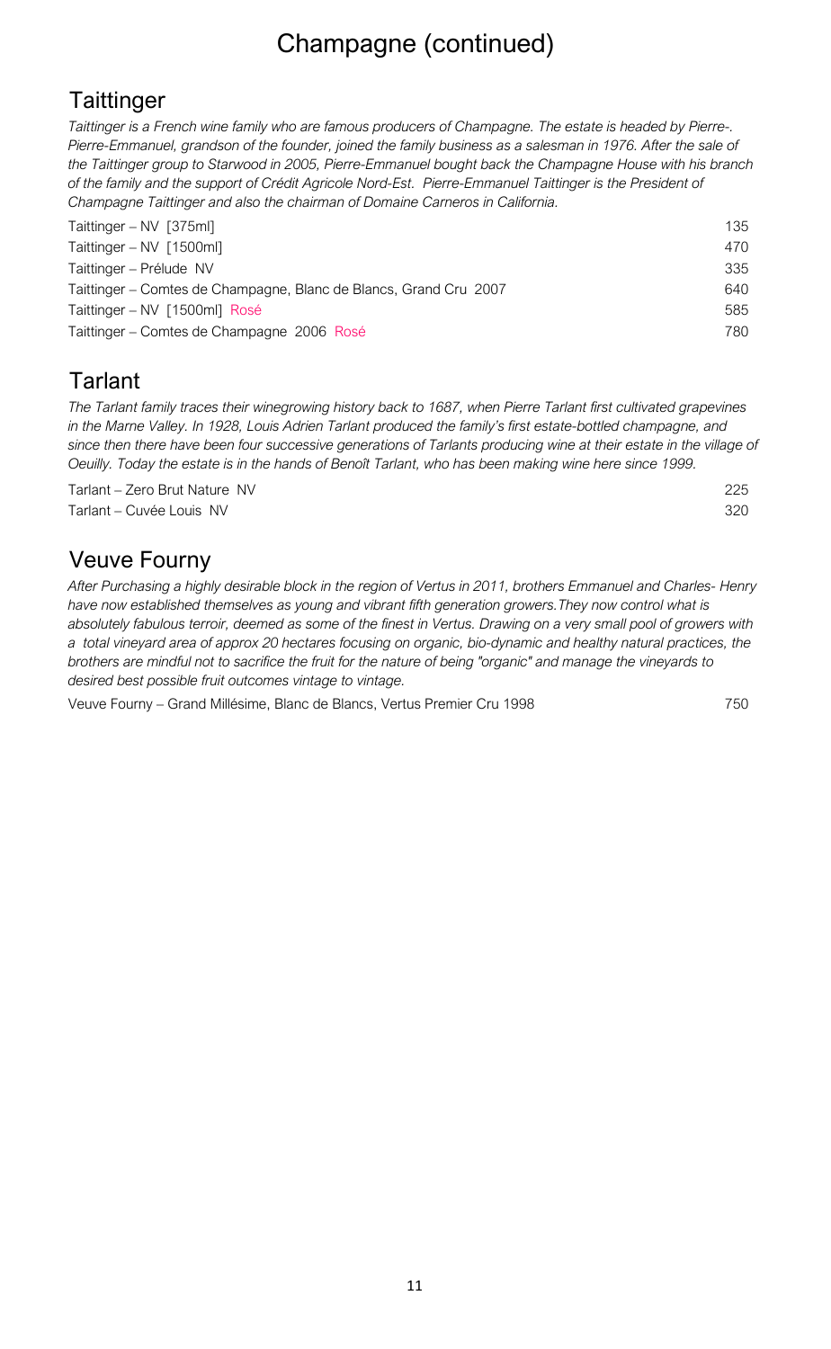# Champagne (continued)

## Taittinger

*Taittinger is a French wine family who are famous producers of Champagne. The estate is headed by Pierre-. Pierre-Emmanuel, grandson of the founder, joined the family business as a salesman in 1976. After the sale of the Taittinger group to Starwood in 2005, Pierre-Emmanuel bought back the Champagne House with his branch of the family and the support of Crédit Agricole Nord-Est. Pierre-Emmanuel Taittinger is the President of Champagne Taittinger and also the chairman of Domaine Carneros in California.*

| Wine | Price |
|---|---|
| Taittinger – NV [375ml] | 135 |
| Taittinger – NV [1500ml] | 470 |
| Taittinger – Prélude NV | 335 |
| Taittinger – Comtes de Champagne, Blanc de Blancs, Grand Cru 2007 | 640 |
| Taittinger – NV [1500ml] Rosé | 585 |
| Taittinger – Comtes de Champagne 2006 Rosé | 780 |

## Tarlant

*The Tarlant family traces their winegrowing history back to 1687, when Pierre Tarlant first cultivated grapevines in the Marne Valley. In 1928, Louis Adrien Tarlant produced the family's first estate-bottled champagne, and since then there have been four successive generations of Tarlants producing wine at their estate in the village of Oeuilly. Today the estate is in the hands of Benoît Tarlant, who has been making wine here since 1999.*

| Wine | Price |
|---|---|
| Tarlant – Zero Brut Nature NV | 225 |
| Tarlant – Cuvée Louis NV | 320 |

## Veuve Fourny

*After Purchasing a highly desirable block in the region of Vertus in 2011, brothers Emmanuel and Charles- Henry have now established themselves as young and vibrant fifth generation growers.They now control what is absolutely fabulous terroir, deemed as some of the finest in Vertus. Drawing on a very small pool of growers with a total vineyard area of approx 20 hectares focusing on organic, bio-dynamic and healthy natural practices, the brothers are mindful not to sacrifice the fruit for the nature of being "organic" and manage the vineyards to desired best possible fruit outcomes vintage to vintage.*

| Wine | Price |
|---|---|
| Veuve Fourny – Grand Millésime, Blanc de Blancs, Vertus Premier Cru 1998 | 750 |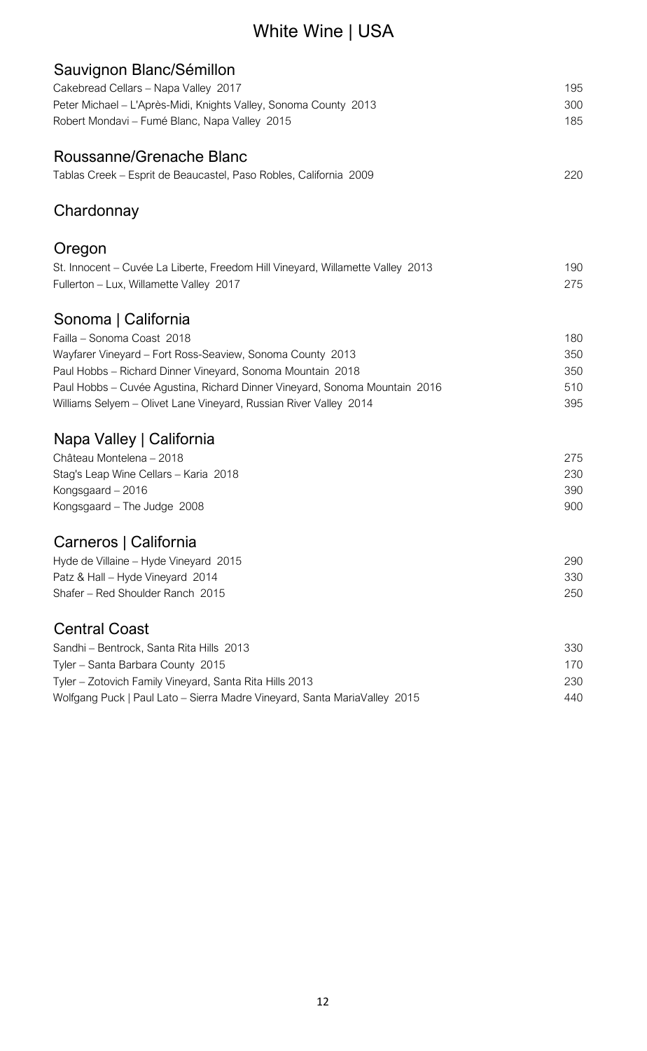# White Wine | USA

## Sauvignon Blanc/Sémillon

| | |
|---|---|
| Cakebread Cellars – Napa Valley 2017 | 195 |
| Peter Michael – L'Après-Midi, Knights Valley, Sonoma County 2013 | 300 |
| Robert Mondavi – Fumé Blanc, Napa Valley 2015 | 185 |

## Roussanne/Grenache Blanc

| | |
|---|---|
| Tablas Creek – Esprit de Beaucastel, Paso Robles, California 2009 | 220 |

## Chardonnay

### Oregon

| | |
|---|---|
| St. Innocent – Cuvée La Liberte, Freedom Hill Vineyard, Willamette Valley 2013 | 190 |
| Fullerton – Lux, Willamette Valley 2017 | 275 |

### Sonoma | California

| | |
|---|---|
| Failla – Sonoma Coast 2018 | 180 |
| Wayfarer Vineyard – Fort Ross-Seaview, Sonoma County 2013 | 350 |
| Paul Hobbs – Richard Dinner Vineyard, Sonoma Mountain 2018 | 350 |
| Paul Hobbs – Cuvée Agustina, Richard Dinner Vineyard, Sonoma Mountain 2016 | 510 |
| Williams Selyem – Olivet Lane Vineyard, Russian River Valley 2014 | 395 |

### Napa Valley | California

| | |
|---|---|
| Château Montelena – 2018 | 275 |
| Stag's Leap Wine Cellars – Karia 2018 | 230 |
| Kongsgaard – 2016 | 390 |
| Kongsgaard – The Judge 2008 | 900 |

### Carneros | California

| | |
|---|---|
| Hyde de Villaine – Hyde Vineyard 2015 | 290 |
| Patz & Hall – Hyde Vineyard 2014 | 330 |
| Shafer – Red Shoulder Ranch 2015 | 250 |

### Central Coast

| | |
|---|---|
| Sandhi – Bentrock, Santa Rita Hills 2013 | 330 |
| Tyler – Santa Barbara County 2015 | 170 |
| Tyler – Zotovich Family Vineyard, Santa Rita Hills 2013 | 230 |
| Wolfgang Puck \| Paul Lato – Sierra Madre Vineyard, Santa MariaValley 2015 | 440 |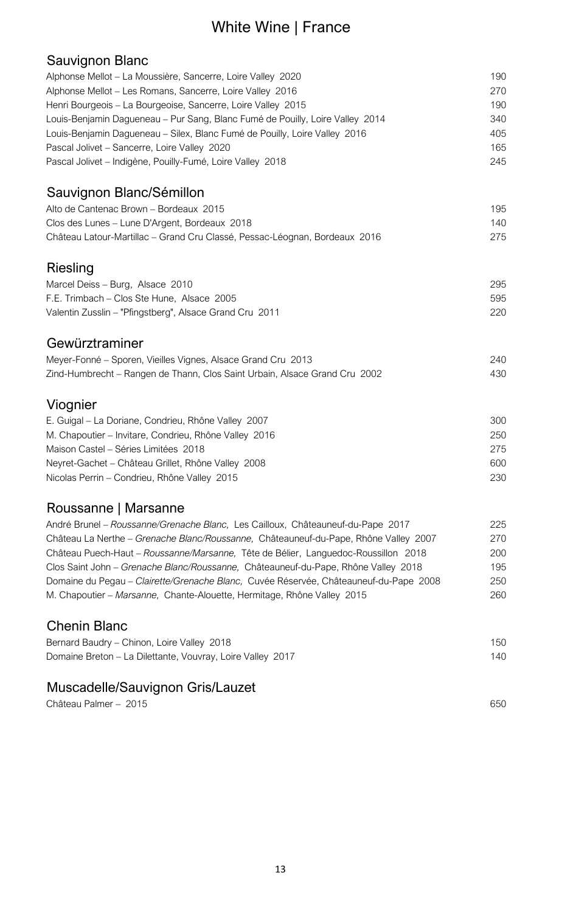# White Wine | France

## Sauvignon Blanc

| | |
|---|---|
| Alphonse Mellot – La Moussière, Sancerre, Loire Valley 2020 | 190 |
| Alphonse Mellot – Les Romans, Sancerre, Loire Valley 2016 | 270 |
| Henri Bourgeois – La Bourgeoise, Sancerre, Loire Valley 2015 | 190 |
| Louis-Benjamin Dagueneau – Pur Sang, Blanc Fumé de Pouilly, Loire Valley 2014 | 340 |
| Louis-Benjamin Dagueneau – Silex, Blanc Fumé de Pouilly, Loire Valley 2016 | 405 |
| Pascal Jolivet – Sancerre, Loire Valley 2020 | 165 |
| Pascal Jolivet – Indigène, Pouilly-Fumé, Loire Valley 2018 | 245 |

## Sauvignon Blanc/Sémillon

| | |
|---|---|
| Alto de Cantenac Brown – Bordeaux 2015 | 195 |
| Clos des Lunes – Lune D'Argent, Bordeaux 2018 | 140 |
| Château Latour-Martillac – Grand Cru Classé, Pessac-Léognan, Bordeaux 2016 | 275 |

## Riesling

| | |
|---|---|
| Marcel Deiss – Burg, Alsace 2010 | 295 |
| F.E. Trimbach – Clos Ste Hune, Alsace 2005 | 595 |
| Valentin Zusslin – "Pfingstberg", Alsace Grand Cru 2011 | 220 |

## Gewürztraminer

| | |
|---|---|
| Meyer-Fonné – Sporen, Vieilles Vignes, Alsace Grand Cru 2013 | 240 |
| Zind-Humbrecht – Rangen de Thann, Clos Saint Urbain, Alsace Grand Cru 2002 | 430 |

## Viognier

| | |
|---|---|
| E. Guigal – La Doriane, Condrieu, Rhône Valley 2007 | 300 |
| M. Chapoutier – Invitare, Condrieu, Rhône Valley 2016 | 250 |
| Maison Castel – Séries Limitées 2018 | 275 |
| Neyret-Gachet – Château Grillet, Rhône Valley 2008 | 600 |
| Nicolas Perrin – Condrieu, Rhône Valley 2015 | 230 |

## Roussanne | Marsanne

| | |
|---|---|
| André Brunel – *Roussanne/Grenache Blanc,* Les Cailloux, Châteauneuf-du-Pape 2017 | 225 |
| Château La Nerthe – *Grenache Blanc/Roussanne,* Châteauneuf-du-Pape, Rhône Valley 2007 | 270 |
| Château Puech-Haut – *Roussanne/Marsanne,* Tête de Bélier, Languedoc-Roussillon 2018 | 200 |
| Clos Saint John – *Grenache Blanc/Roussanne,* Châteauneuf-du-Pape, Rhône Valley 2018 | 195 |
| Domaine du Pegau – *Clairette/Grenache Blanc,* Cuvée Réservée, Châteauneuf-du-Pape 2008 | 250 |
| M. Chapoutier – *Marsanne,* Chante-Alouette, Hermitage, Rhône Valley 2015 | 260 |

## Chenin Blanc

| | |
|---|---|
| Bernard Baudry – Chinon, Loire Valley 2018 | 150 |
| Domaine Breton – La Dilettante, Vouvray, Loire Valley 2017 | 140 |

## Muscadelle/Sauvignon Gris/Lauzet

| | |
|---|---|
| Château Palmer – 2015 | 650 |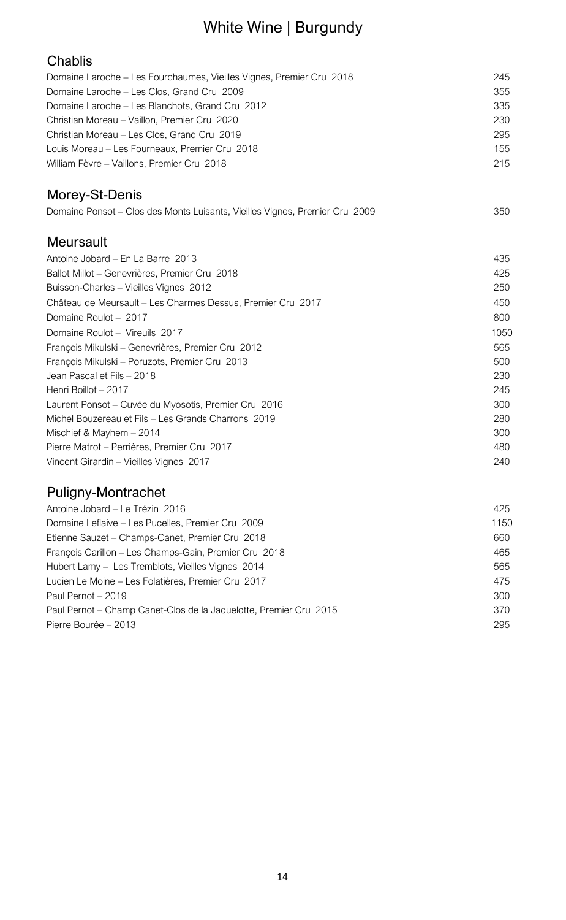# White Wine | Burgundy

## Chablis

| | |
|---|---|
| Domaine Laroche – Les Fourchaumes, Vieilles Vignes, Premier Cru 2018 | 245 |
| Domaine Laroche – Les Clos, Grand Cru 2009 | 355 |
| Domaine Laroche – Les Blanchots, Grand Cru 2012 | 335 |
| Christian Moreau – Vaillon, Premier Cru 2020 | 230 |
| Christian Moreau – Les Clos, Grand Cru 2019 | 295 |
| Louis Moreau – Les Fourneaux, Premier Cru 2018 | 155 |
| William Fèvre – Vaillons, Premier Cru 2018 | 215 |

## Morey-St-Denis

| | |
|---|---|
| Domaine Ponsot – Clos des Monts Luisants, Vieilles Vignes, Premier Cru 2009 | 350 |

## Meursault

| | |
|---|---|
| Antoine Jobard – En La Barre 2013 | 435 |
| Ballot Millot – Genevrières, Premier Cru 2018 | 425 |
| Buisson-Charles – Vieilles Vignes 2012 | 250 |
| Château de Meursault – Les Charmes Dessus, Premier Cru 2017 | 450 |
| Domaine Roulot – 2017 | 800 |
| Domaine Roulot – Vireuils 2017 | 1050 |
| François Mikulski – Genevrières, Premier Cru 2012 | 565 |
| François Mikulski – Poruzots, Premier Cru 2013 | 500 |
| Jean Pascal et Fils – 2018 | 230 |
| Henri Boillot – 2017 | 245 |
| Laurent Ponsot – Cuvée du Myosotis, Premier Cru 2016 | 300 |
| Michel Bouzereau et Fils – Les Grands Charrons 2019 | 280 |
| Mischief & Mayhem – 2014 | 300 |
| Pierre Matrot – Perrières, Premier Cru 2017 | 480 |
| Vincent Girardin – Vieilles Vignes 2017 | 240 |

## Puligny-Montrachet

| | |
|---|---|
| Antoine Jobard – Le Trézin 2016 | 425 |
| Domaine Leflaive – Les Pucelles, Premier Cru 2009 | 1150 |
| Etienne Sauzet – Champs-Canet, Premier Cru 2018 | 660 |
| François Carillon – Les Champs-Gain, Premier Cru 2018 | 465 |
| Hubert Lamy – Les Tremblots, Vieilles Vignes 2014 | 565 |
| Lucien Le Moine – Les Folatières, Premier Cru 2017 | 475 |
| Paul Pernot – 2019 | 300 |
| Paul Pernot – Champ Canet-Clos de la Jaquelotte, Premier Cru 2015 | 370 |
| Pierre Bourée – 2013 | 295 |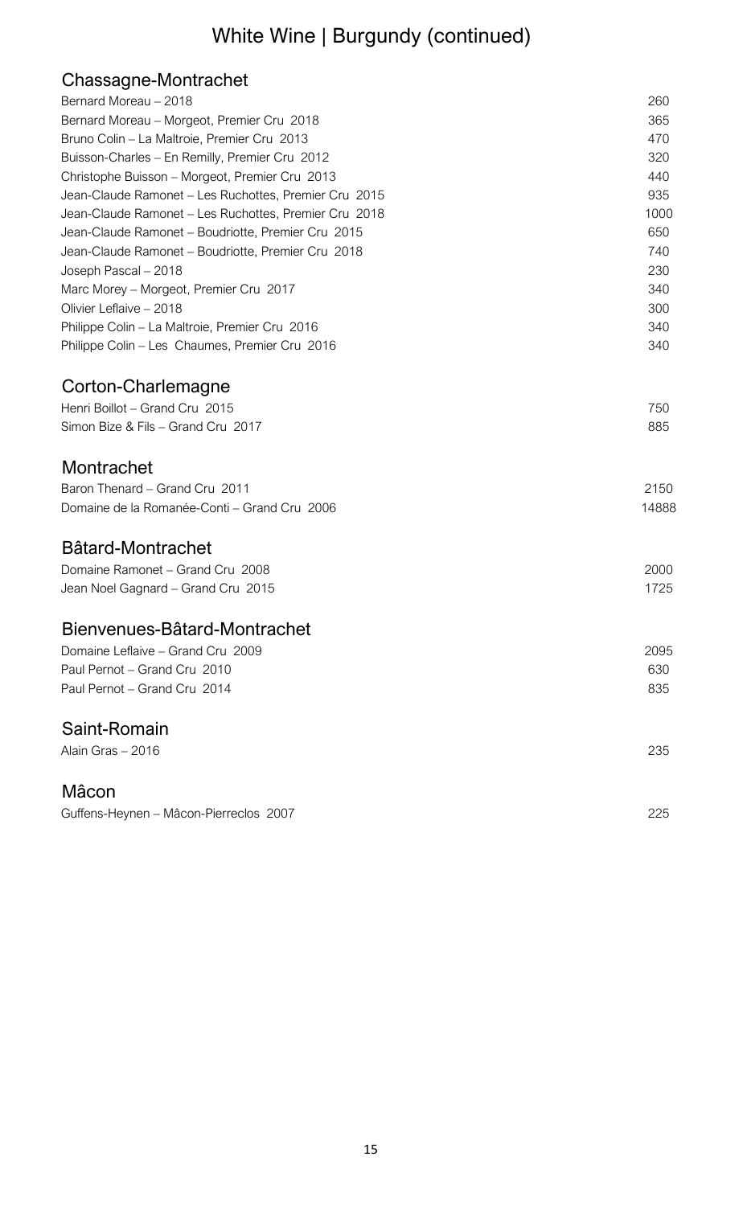# White Wine | Burgundy (continued)

## Chassagne-Montrachet

| Wine | Price |
|---|---|
| Bernard Moreau – 2018 | 260 |
| Bernard Moreau – Morgeot, Premier Cru 2018 | 365 |
| Bruno Colin – La Maltroie, Premier Cru 2013 | 470 |
| Buisson-Charles – En Remilly, Premier Cru 2012 | 320 |
| Christophe Buisson – Morgeot, Premier Cru 2013 | 440 |
| Jean-Claude Ramonet – Les Ruchottes, Premier Cru 2015 | 935 |
| Jean-Claude Ramonet – Les Ruchottes, Premier Cru 2018 | 1000 |
| Jean-Claude Ramonet – Boudriotte, Premier Cru 2015 | 650 |
| Jean-Claude Ramonet – Boudriotte, Premier Cru 2018 | 740 |
| Joseph Pascal – 2018 | 230 |
| Marc Morey – Morgeot, Premier Cru 2017 | 340 |
| Olivier Leflaive – 2018 | 300 |
| Philippe Colin – La Maltroie, Premier Cru 2016 | 340 |
| Philippe Colin – Les Chaumes, Premier Cru 2016 | 340 |

## Corton-Charlemagne

| Wine | Price |
|---|---|
| Henri Boillot – Grand Cru 2015 | 750 |
| Simon Bize & Fils – Grand Cru 2017 | 885 |

## Montrachet

| Wine | Price |
|---|---|
| Baron Thenard – Grand Cru 2011 | 2150 |
| Domaine de la Romanée-Conti – Grand Cru 2006 | 14888 |

## Bâtard-Montrachet

| Wine | Price |
|---|---|
| Domaine Ramonet – Grand Cru 2008 | 2000 |
| Jean Noel Gagnard – Grand Cru 2015 | 1725 |

## Bienvenues-Bâtard-Montrachet

| Wine | Price |
|---|---|
| Domaine Leflaive – Grand Cru 2009 | 2095 |
| Paul Pernot – Grand Cru 2010 | 630 |
| Paul Pernot – Grand Cru 2014 | 835 |

## Saint-Romain

| Wine | Price |
|---|---|
| Alain Gras – 2016 | 235 |

## Mâcon

| Wine | Price |
|---|---|
| Guffens-Heynen – Mâcon-Pierreclos 2007 | 225 |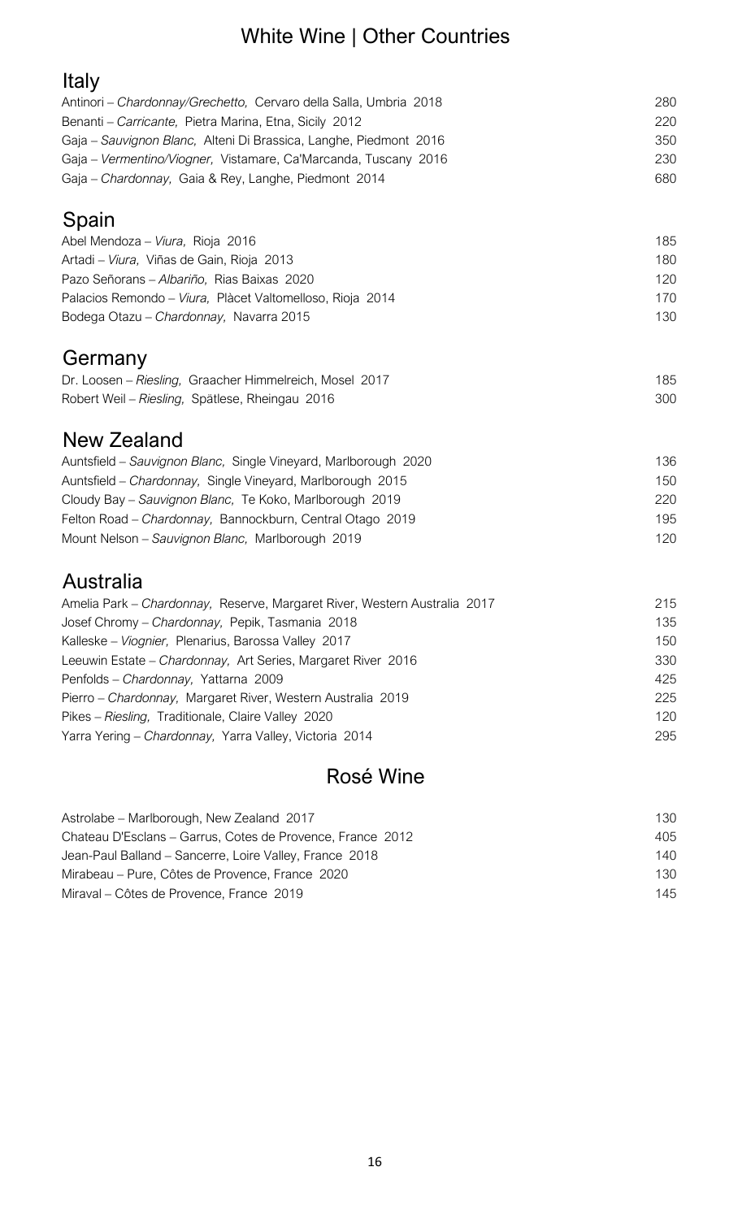# White Wine | Other Countries

## Italy

| | |
|---|---|
| Antinori – *Chardonnay/Grechetto,* Cervaro della Salla, Umbria 2018 | 280 |
| Benanti – *Carricante,* Pietra Marina, Etna, Sicily 2012 | 220 |
| Gaja – *Sauvignon Blanc,* Alteni Di Brassica, Langhe, Piedmont 2016 | 350 |
| Gaja – *Vermentino/Viogner,* Vistamare, Ca'Marcanda, Tuscany 2016 | 230 |
| Gaja – *Chardonnay,* Gaia & Rey, Langhe, Piedmont 2014 | 680 |

## Spain

| | |
|---|---|
| Abel Mendoza – *Viura,* Rioja 2016 | 185 |
| Artadi – *Viura,* Viñas de Gain, Rioja 2013 | 180 |
| Pazo Señorans – *Albariño,* Rias Baixas 2020 | 120 |
| Palacios Remondo – *Viura,* Plàcet Valtomelloso, Rioja 2014 | 170 |
| Bodega Otazu – *Chardonnay,* Navarra 2015 | 130 |

## Germany

| | |
|---|---|
| Dr. Loosen – *Riesling,* Graacher Himmelreich, Mosel 2017 | 185 |
| Robert Weil – *Riesling,* Spätlese, Rheingau 2016 | 300 |

## New Zealand

| | |
|---|---|
| Auntsfield – *Sauvignon Blanc,* Single Vineyard, Marlborough 2020 | 136 |
| Auntsfield – *Chardonnay,* Single Vineyard, Marlborough 2015 | 150 |
| Cloudy Bay – *Sauvignon Blanc,* Te Koko, Marlborough 2019 | 220 |
| Felton Road – *Chardonnay,* Bannockburn, Central Otago 2019 | 195 |
| Mount Nelson – *Sauvignon Blanc,* Marlborough 2019 | 120 |

## Australia

| | |
|---|---|
| Amelia Park – *Chardonnay,* Reserve, Margaret River, Western Australia 2017 | 215 |
| Josef Chromy – *Chardonnay,* Pepik, Tasmania 2018 | 135 |
| Kalleske – *Viognier,* Plenarius, Barossa Valley 2017 | 150 |
| Leeuwin Estate – *Chardonnay,* Art Series, Margaret River 2016 | 330 |
| Penfolds – *Chardonnay,* Yattarna 2009 | 425 |
| Pierro – *Chardonnay,* Margaret River, Western Australia 2019 | 225 |
| Pikes – *Riesling,* Traditionale, Claire Valley 2020 | 120 |
| Yarra Yering – *Chardonnay,* Yarra Valley, Victoria 2014 | 295 |

# Rosé Wine

| | |
|---|---|
| Astrolabe – Marlborough, New Zealand 2017 | 130 |
| Chateau D'Esclans – Garrus, Cotes de Provence, France 2012 | 405 |
| Jean-Paul Balland – Sancerre, Loire Valley, France 2018 | 140 |
| Mirabeau – Pure, Côtes de Provence, France 2020 | 130 |
| Miraval – Côtes de Provence, France 2019 | 145 |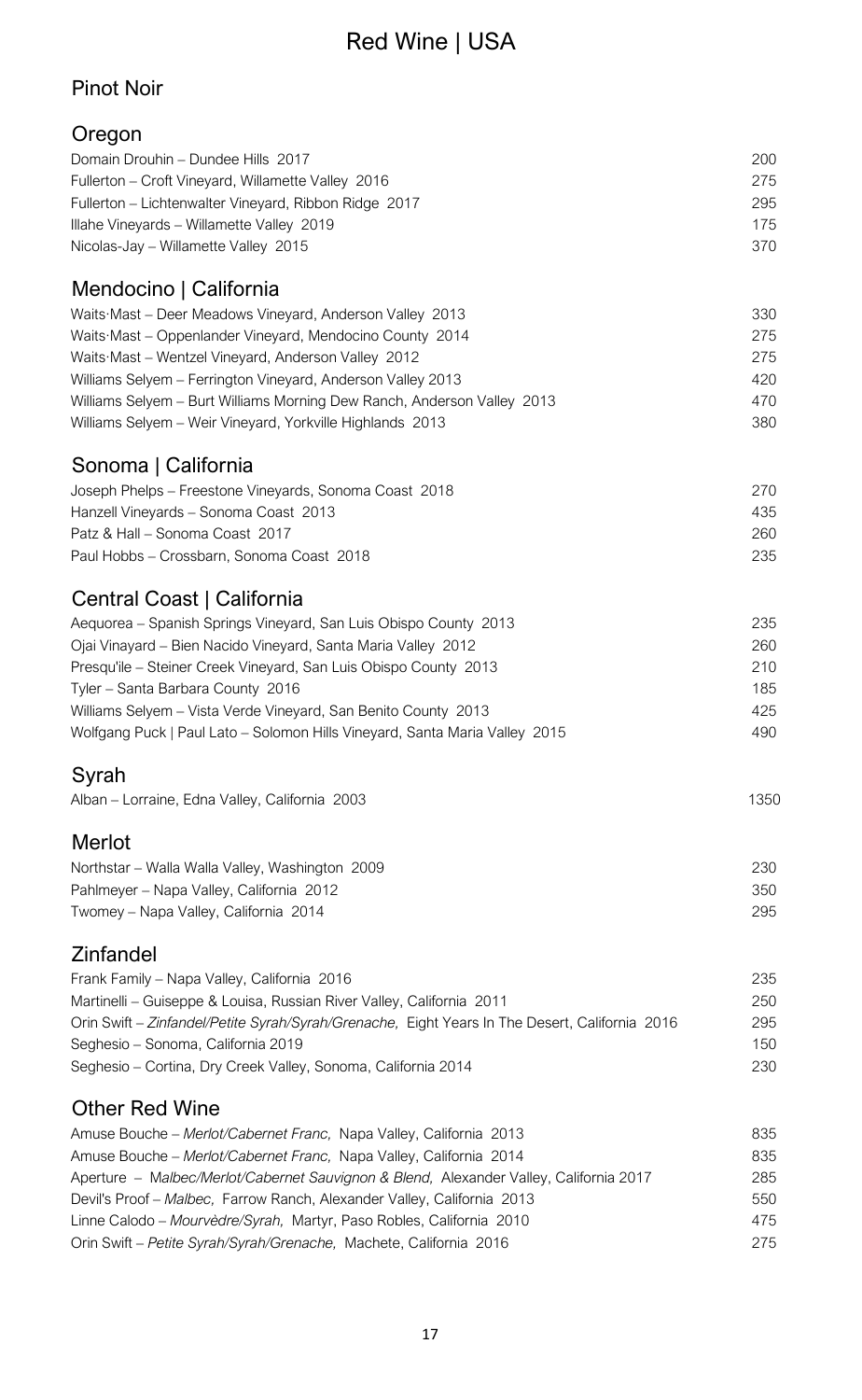# Red Wine | USA

## Pinot Noir

### Oregon

| | |
|---|---|
| Domain Drouhin – Dundee Hills 2017 | 200 |
| Fullerton – Croft Vineyard, Willamette Valley 2016 | 275 |
| Fullerton – Lichtenwalter Vineyard, Ribbon Ridge 2017 | 295 |
| Illahe Vineyards – Willamette Valley 2019 | 175 |
| Nicolas-Jay – Willamette Valley 2015 | 370 |

### Mendocino | California

| | |
|---|---|
| Waits·Mast – Deer Meadows Vineyard, Anderson Valley 2013 | 330 |
| Waits·Mast – Oppenlander Vineyard, Mendocino County 2014 | 275 |
| Waits·Mast – Wentzel Vineyard, Anderson Valley 2012 | 275 |
| Williams Selyem – Ferrington Vineyard, Anderson Valley 2013 | 420 |
| Williams Selyem – Burt Williams Morning Dew Ranch, Anderson Valley 2013 | 470 |
| Williams Selyem – Weir Vineyard, Yorkville Highlands 2013 | 380 |

### Sonoma | California

| | |
|---|---|
| Joseph Phelps – Freestone Vineyards, Sonoma Coast 2018 | 270 |
| Hanzell Vineyards – Sonoma Coast 2013 | 435 |
| Patz & Hall – Sonoma Coast 2017 | 260 |
| Paul Hobbs – Crossbarn, Sonoma Coast 2018 | 235 |

### Central Coast | California

| | |
|---|---|
| Aequorea – Spanish Springs Vineyard, San Luis Obispo County 2013 | 235 |
| Ojai Vinayard – Bien Nacido Vineyard, Santa Maria Valley 2012 | 260 |
| Presqu'ile – Steiner Creek Vineyard, San Luis Obispo County 2013 | 210 |
| Tyler – Santa Barbara County 2016 | 185 |
| Williams Selyem – Vista Verde Vineyard, San Benito County 2013 | 425 |
| Wolfgang Puck \| Paul Lato – Solomon Hills Vineyard, Santa Maria Valley 2015 | 490 |

## Syrah

| | |
|---|---|
| Alban – Lorraine, Edna Valley, California 2003 | 1350 |

## Merlot

| | |
|---|---|
| Northstar – Walla Walla Valley, Washington 2009 | 230 |
| Pahlmeyer – Napa Valley, California 2012 | 350 |
| Twomey – Napa Valley, California 2014 | 295 |

## Zinfandel

| | |
|---|---|
| Frank Family – Napa Valley, California 2016 | 235 |
| Martinelli – Guiseppe & Louisa, Russian River Valley, California 2011 | 250 |
| Orin Swift – *Zinfandel/Petite Syrah/Syrah/Grenache,* Eight Years In The Desert, California 2016 | 295 |
| Seghesio – Sonoma, California 2019 | 150 |
| Seghesio – Cortina, Dry Creek Valley, Sonoma, California 2014 | 230 |

## Other Red Wine

| | |
|---|---|
| Amuse Bouche – *Merlot/Cabernet Franc,* Napa Valley, California 2013 | 835 |
| Amuse Bouche – *Merlot/Cabernet Franc,* Napa Valley, California 2014 | 835 |
| Aperture – *Malbec/Merlot/Cabernet Sauvignon & Blend,* Alexander Valley, California 2017 | 285 |
| Devil's Proof – *Malbec,* Farrow Ranch, Alexander Valley, California 2013 | 550 |
| Linne Calodo – *Mourvèdre/Syrah,* Martyr, Paso Robles, California 2010 | 475 |
| Orin Swift – *Petite Syrah/Syrah/Grenache,* Machete, California 2016 | 275 |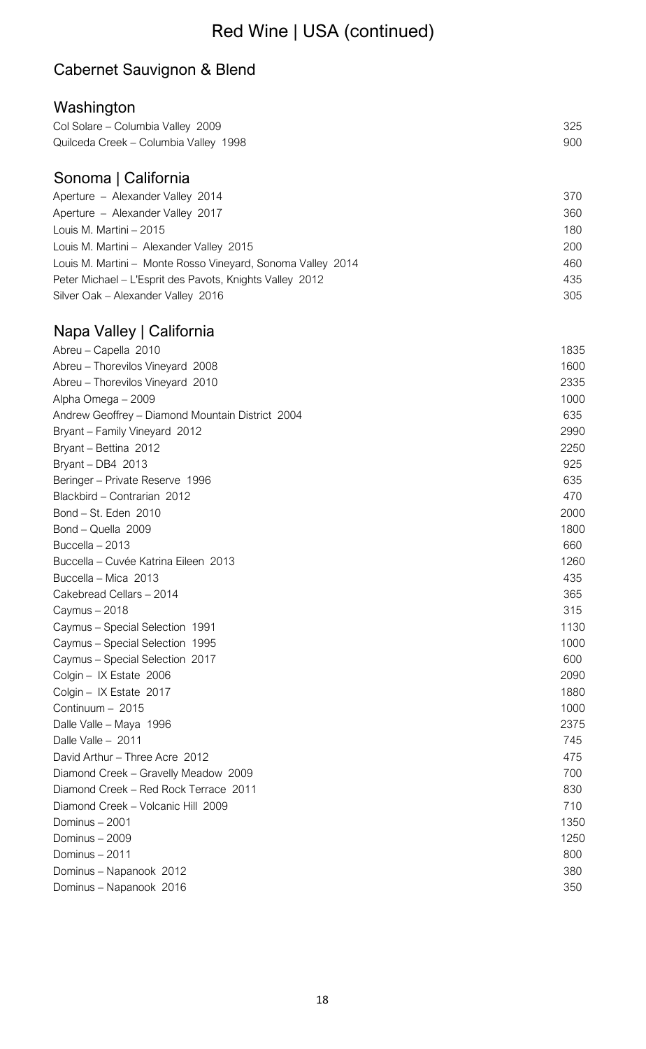# Red Wine | USA (continued)

## Cabernet Sauvignon & Blend

### Washington

| Wine | Price |
|---|---|
| Col Solare – Columbia Valley 2009 | 325 |
| Quilceda Creek – Columbia Valley 1998 | 900 |

### Sonoma | California

| Wine | Price |
|---|---|
| Aperture – Alexander Valley 2014 | 370 |
| Aperture – Alexander Valley 2017 | 360 |
| Louis M. Martini – 2015 | 180 |
| Louis M. Martini – Alexander Valley 2015 | 200 |
| Louis M. Martini – Monte Rosso Vineyard, Sonoma Valley 2014 | 460 |
| Peter Michael – L'Esprit des Pavots, Knights Valley 2012 | 435 |
| Silver Oak – Alexander Valley 2016 | 305 |

### Napa Valley | California

| Wine | Price |
|---|---|
| Abreu – Capella 2010 | 1835 |
| Abreu – Thorevilos Vineyard 2008 | 1600 |
| Abreu – Thorevilos Vineyard 2010 | 2335 |
| Alpha Omega – 2009 | 1000 |
| Andrew Geoffrey – Diamond Mountain District 2004 | 635 |
| Bryant – Family Vineyard 2012 | 2990 |
| Bryant – Bettina 2012 | 2250 |
| Bryant – DB4 2013 | 925 |
| Beringer – Private Reserve 1996 | 635 |
| Blackbird – Contrarian 2012 | 470 |
| Bond – St. Eden 2010 | 2000 |
| Bond – Quella 2009 | 1800 |
| Buccella – 2013 | 660 |
| Buccella – Cuvée Katrina Eileen 2013 | 1260 |
| Buccella – Mica 2013 | 435 |
| Cakebread Cellars – 2014 | 365 |
| Caymus – 2018 | 315 |
| Caymus – Special Selection 1991 | 1130 |
| Caymus – Special Selection 1995 | 1000 |
| Caymus – Special Selection 2017 | 600 |
| Colgin – IX Estate 2006 | 2090 |
| Colgin – IX Estate 2017 | 1880 |
| Continuum – 2015 | 1000 |
| Dalle Valle – Maya 1996 | 2375 |
| Dalle Valle – 2011 | 745 |
| David Arthur – Three Acre 2012 | 475 |
| Diamond Creek – Gravelly Meadow 2009 | 700 |
| Diamond Creek – Red Rock Terrace 2011 | 830 |
| Diamond Creek – Volcanic Hill 2009 | 710 |
| Dominus – 2001 | 1350 |
| Dominus – 2009 | 1250 |
| Dominus – 2011 | 800 |
| Dominus – Napanook 2012 | 380 |
| Dominus – Napanook 2016 | 350 |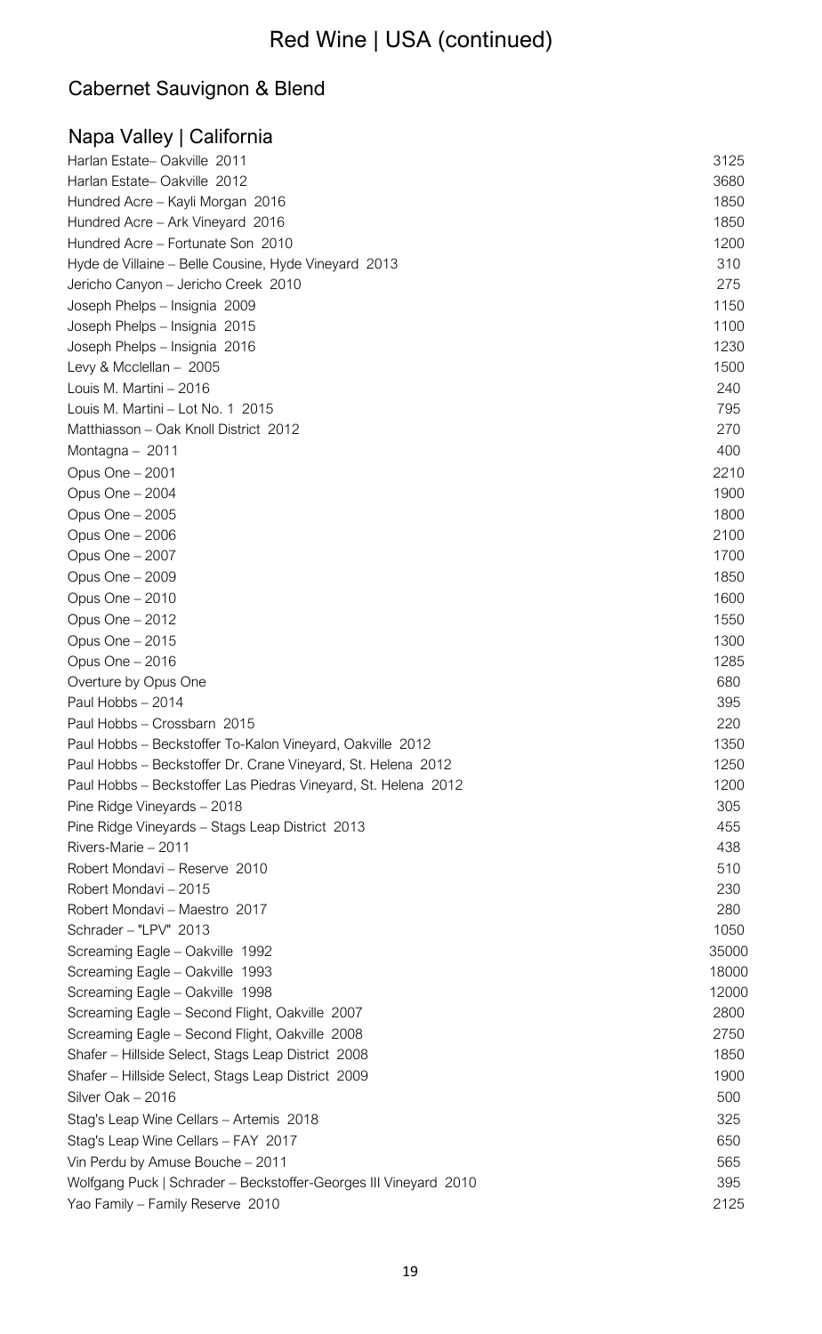# Red Wine | USA (continued)

## Cabernet Sauvignon & Blend

### Napa Valley | California

| Wine | Price |
|---|---|
| Harlan Estate– Oakville 2011 | 3125 |
| Harlan Estate– Oakville 2012 | 3680 |
| Hundred Acre – Kayli Morgan 2016 | 1850 |
| Hundred Acre – Ark Vineyard 2016 | 1850 |
| Hundred Acre – Fortunate Son 2010 | 1200 |
| Hyde de Villaine – Belle Cousine, Hyde Vineyard 2013 | 310 |
| Jericho Canyon – Jericho Creek 2010 | 275 |
| Joseph Phelps – Insignia 2009 | 1150 |
| Joseph Phelps – Insignia 2015 | 1100 |
| Joseph Phelps – Insignia 2016 | 1230 |
| Levy & Mcclellan – 2005 | 1500 |
| Louis M. Martini – 2016 | 240 |
| Louis M. Martini – Lot No. 1 2015 | 795 |
| Matthiasson – Oak Knoll District 2012 | 270 |
| Montagna – 2011 | 400 |
| Opus One – 2001 | 2210 |
| Opus One – 2004 | 1900 |
| Opus One – 2005 | 1800 |
| Opus One – 2006 | 2100 |
| Opus One – 2007 | 1700 |
| Opus One – 2009 | 1850 |
| Opus One – 2010 | 1600 |
| Opus One – 2012 | 1550 |
| Opus One – 2015 | 1300 |
| Opus One – 2016 | 1285 |
| Overture by Opus One | 680 |
| Paul Hobbs – 2014 | 395 |
| Paul Hobbs – Crossbarn 2015 | 220 |
| Paul Hobbs – Beckstoffer To-Kalon Vineyard, Oakville 2012 | 1350 |
| Paul Hobbs – Beckstoffer Dr. Crane Vineyard, St. Helena 2012 | 1250 |
| Paul Hobbs – Beckstoffer Las Piedras Vineyard, St. Helena 2012 | 1200 |
| Pine Ridge Vineyards – 2018 | 305 |
| Pine Ridge Vineyards – Stags Leap District 2013 | 455 |
| Rivers-Marie – 2011 | 438 |
| Robert Mondavi – Reserve 2010 | 510 |
| Robert Mondavi – 2015 | 230 |
| Robert Mondavi – Maestro 2017 | 280 |
| Schrader – "LPV" 2013 | 1050 |
| Screaming Eagle – Oakville 1992 | 35000 |
| Screaming Eagle – Oakville 1993 | 18000 |
| Screaming Eagle – Oakville 1998 | 12000 |
| Screaming Eagle – Second Flight, Oakville 2007 | 2800 |
| Screaming Eagle – Second Flight, Oakville 2008 | 2750 |
| Shafer – Hillside Select, Stags Leap District 2008 | 1850 |
| Shafer – Hillside Select, Stags Leap District 2009 | 1900 |
| Silver Oak – 2016 | 500 |
| Stag's Leap Wine Cellars – Artemis 2018 | 325 |
| Stag's Leap Wine Cellars – FAY 2017 | 650 |
| Vin Perdu by Amuse Bouche – 2011 | 565 |
| Wolfgang Puck \| Schrader – Beckstoffer-Georges III Vineyard 2010 | 395 |
| Yao Family – Family Reserve 2010 | 2125 |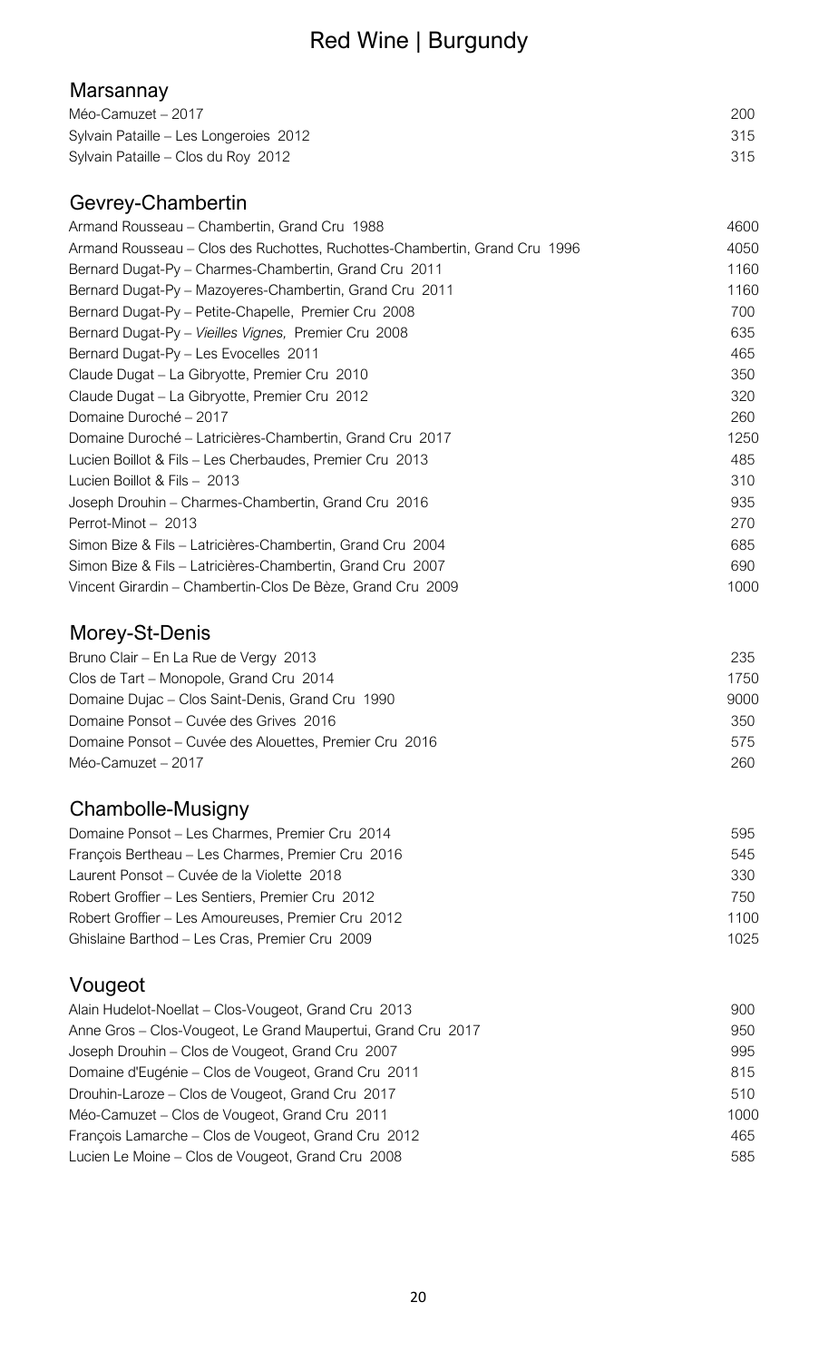# Red Wine | Burgundy

## Marsannay

| | |
|---|---|
| Méo-Camuzet – 2017 | 200 |
| Sylvain Pataille – Les Longeroies 2012 | 315 |
| Sylvain Pataille – Clos du Roy 2012 | 315 |

## Gevrey-Chambertin

| | |
|---|---|
| Armand Rousseau – Chambertin, Grand Cru 1988 | 4600 |
| Armand Rousseau – Clos des Ruchottes, Ruchottes-Chambertin, Grand Cru 1996 | 4050 |
| Bernard Dugat-Py – Charmes-Chambertin, Grand Cru 2011 | 1160 |
| Bernard Dugat-Py – Mazoyeres-Chambertin, Grand Cru 2011 | 1160 |
| Bernard Dugat-Py – Petite-Chapelle, Premier Cru 2008 | 700 |
| Bernard Dugat-Py – *Vieilles Vignes,* Premier Cru 2008 | 635 |
| Bernard Dugat-Py – Les Evocelles 2011 | 465 |
| Claude Dugat – La Gibryotte, Premier Cru 2010 | 350 |
| Claude Dugat – La Gibryotte, Premier Cru 2012 | 320 |
| Domaine Duroché – 2017 | 260 |
| Domaine Duroché – Latricières-Chambertin, Grand Cru 2017 | 1250 |
| Lucien Boillot & Fils – Les Cherbaudes, Premier Cru 2013 | 485 |
| Lucien Boillot & Fils – 2013 | 310 |
| Joseph Drouhin – Charmes-Chambertin, Grand Cru 2016 | 935 |
| Perrot-Minot – 2013 | 270 |
| Simon Bize & Fils – Latricières-Chambertin, Grand Cru 2004 | 685 |
| Simon Bize & Fils – Latricières-Chambertin, Grand Cru 2007 | 690 |
| Vincent Girardin – Chambertin-Clos De Bèze, Grand Cru 2009 | 1000 |

## Morey-St-Denis

| | |
|---|---|
| Bruno Clair – En La Rue de Vergy 2013 | 235 |
| Clos de Tart – Monopole, Grand Cru 2014 | 1750 |
| Domaine Dujac – Clos Saint-Denis, Grand Cru 1990 | 9000 |
| Domaine Ponsot – Cuvée des Grives 2016 | 350 |
| Domaine Ponsot – Cuvée des Alouettes, Premier Cru 2016 | 575 |
| Méo-Camuzet – 2017 | 260 |

## Chambolle-Musigny

| | |
|---|---|
| Domaine Ponsot – Les Charmes, Premier Cru 2014 | 595 |
| François Bertheau – Les Charmes, Premier Cru 2016 | 545 |
| Laurent Ponsot – Cuvée de la Violette 2018 | 330 |
| Robert Groffier – Les Sentiers, Premier Cru 2012 | 750 |
| Robert Groffier – Les Amoureuses, Premier Cru 2012 | 1100 |
| Ghislaine Barthod – Les Cras, Premier Cru 2009 | 1025 |

## Vougeot

| | |
|---|---|
| Alain Hudelot-Noellat – Clos-Vougeot, Grand Cru 2013 | 900 |
| Anne Gros – Clos-Vougeot, Le Grand Maupertui, Grand Cru 2017 | 950 |
| Joseph Drouhin – Clos de Vougeot, Grand Cru 2007 | 995 |
| Domaine d'Eugénie – Clos de Vougeot, Grand Cru 2011 | 815 |
| Drouhin-Laroze – Clos de Vougeot, Grand Cru 2017 | 510 |
| Méo-Camuzet – Clos de Vougeot, Grand Cru 2011 | 1000 |
| François Lamarche – Clos de Vougeot, Grand Cru 2012 | 465 |
| Lucien Le Moine – Clos de Vougeot, Grand Cru 2008 | 585 |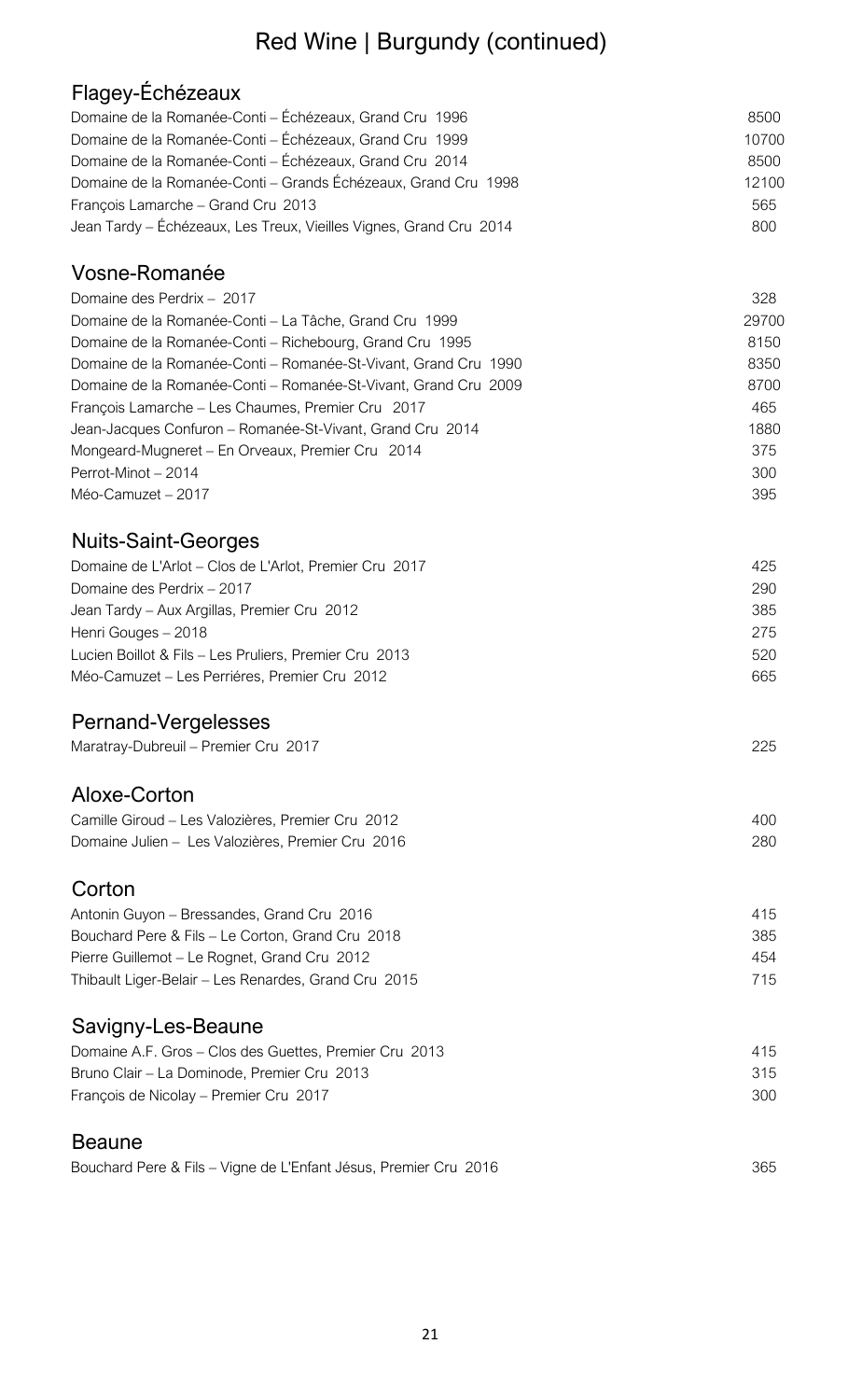# Red Wine | Burgundy (continued)

## Flagey-Échézeaux

| | |
|---|---|
| Domaine de la Romanée-Conti – Échézeaux, Grand Cru 1996 | 8500 |
| Domaine de la Romanée-Conti – Échézeaux, Grand Cru 1999 | 10700 |
| Domaine de la Romanée-Conti – Échézeaux, Grand Cru 2014 | 8500 |
| Domaine de la Romanée-Conti – Grands Échézeaux, Grand Cru 1998 | 12100 |
| François Lamarche – Grand Cru 2013 | 565 |
| Jean Tardy – Échézeaux, Les Treux, Vieilles Vignes, Grand Cru 2014 | 800 |

## Vosne-Romanée

| | |
|---|---|
| Domaine des Perdrix – 2017 | 328 |
| Domaine de la Romanée-Conti – La Tâche, Grand Cru 1999 | 29700 |
| Domaine de la Romanée-Conti – Richebourg, Grand Cru 1995 | 8150 |
| Domaine de la Romanée-Conti – Romanée-St-Vivant, Grand Cru 1990 | 8350 |
| Domaine de la Romanée-Conti – Romanée-St-Vivant, Grand Cru 2009 | 8700 |
| François Lamarche – Les Chaumes, Premier Cru 2017 | 465 |
| Jean-Jacques Confuron – Romanée-St-Vivant, Grand Cru 2014 | 1880 |
| Mongeard-Mugneret – En Orveaux, Premier Cru 2014 | 375 |
| Perrot-Minot – 2014 | 300 |
| Méo-Camuzet – 2017 | 395 |

## Nuits-Saint-Georges

| | |
|---|---|
| Domaine de L'Arlot – Clos de L'Arlot, Premier Cru 2017 | 425 |
| Domaine des Perdrix – 2017 | 290 |
| Jean Tardy – Aux Argillas, Premier Cru 2012 | 385 |
| Henri Gouges – 2018 | 275 |
| Lucien Boillot & Fils – Les Pruliers, Premier Cru 2013 | 520 |
| Méo-Camuzet – Les Perriéres, Premier Cru 2012 | 665 |

## Pernand-Vergelesses

| | |
|---|---|
| Maratray-Dubreuil – Premier Cru 2017 | 225 |

## Aloxe-Corton

| | |
|---|---|
| Camille Giroud – Les Valozières, Premier Cru 2012 | 400 |
| Domaine Julien – Les Valozières, Premier Cru 2016 | 280 |

## Corton

| | |
|---|---|
| Antonin Guyon – Bressandes, Grand Cru 2016 | 415 |
| Bouchard Pere & Fils – Le Corton, Grand Cru 2018 | 385 |
| Pierre Guillemot – Le Rognet, Grand Cru 2012 | 454 |
| Thibault Liger-Belair – Les Renardes, Grand Cru 2015 | 715 |

## Savigny-Les-Beaune

| | |
|---|---|
| Domaine A.F. Gros – Clos des Guettes, Premier Cru 2013 | 415 |
| Bruno Clair – La Dominode, Premier Cru 2013 | 315 |
| François de Nicolay – Premier Cru 2017 | 300 |

## Beaune

| | |
|---|---|
| Bouchard Pere & Fils – Vigne de L'Enfant Jésus, Premier Cru 2016 | 365 |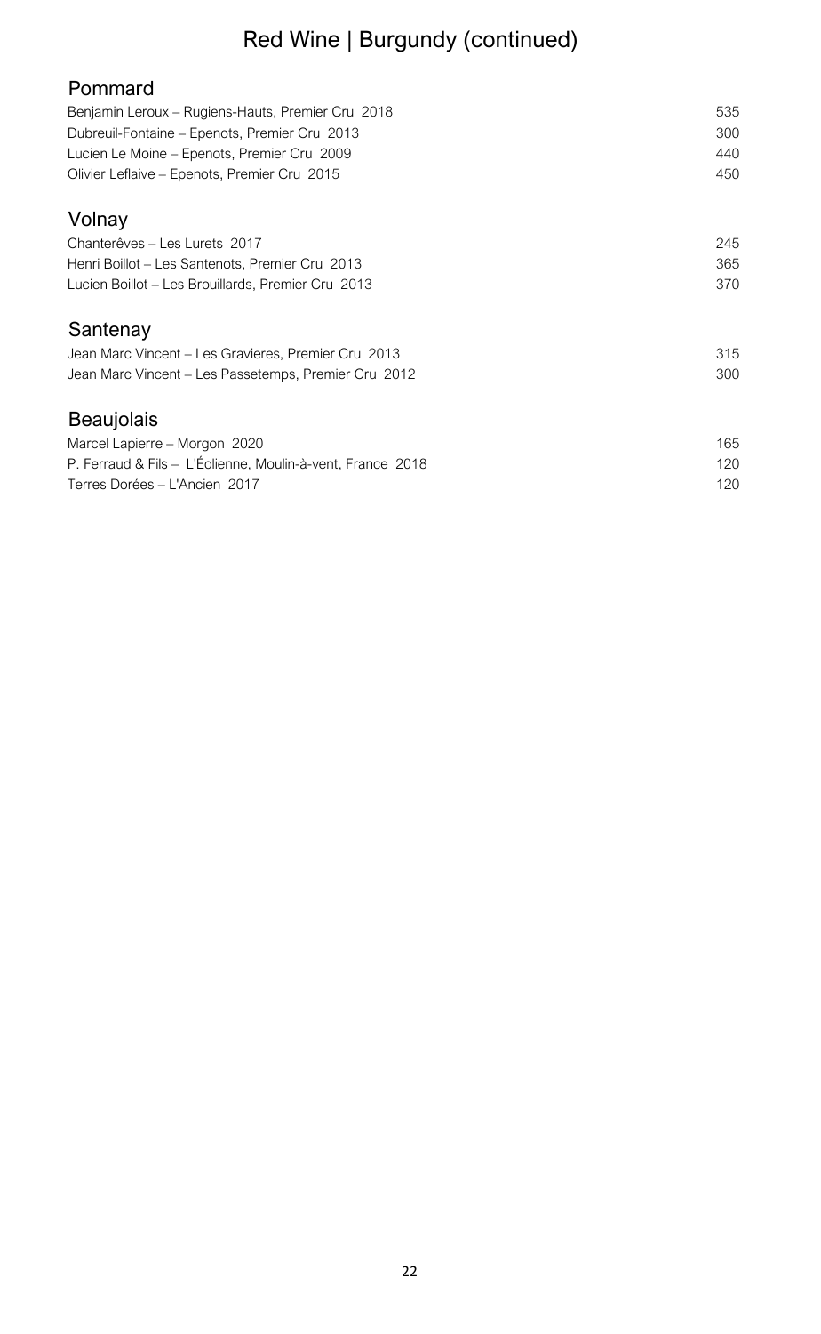# Red Wine | Burgundy (continued)

## Pommard

| | |
|---|---|
| Benjamin Leroux – Rugiens-Hauts, Premier Cru 2018 | 535 |
| Dubreuil-Fontaine – Epenots, Premier Cru 2013 | 300 |
| Lucien Le Moine – Epenots, Premier Cru 2009 | 440 |
| Olivier Leflaive – Epenots, Premier Cru 2015 | 450 |

## Volnay

| | |
|---|---|
| Chanterêves – Les Lurets 2017 | 245 |
| Henri Boillot – Les Santenots, Premier Cru 2013 | 365 |
| Lucien Boillot – Les Brouillards, Premier Cru 2013 | 370 |

## Santenay

| | |
|---|---|
| Jean Marc Vincent – Les Gravieres, Premier Cru 2013 | 315 |
| Jean Marc Vincent – Les Passetemps, Premier Cru 2012 | 300 |

## Beaujolais

| | |
|---|---|
| Marcel Lapierre – Morgon 2020 | 165 |
| P. Ferraud & Fils – L'Éolienne, Moulin-à-vent, France 2018 | 120 |
| Terres Dorées – L'Ancien 2017 | 120 |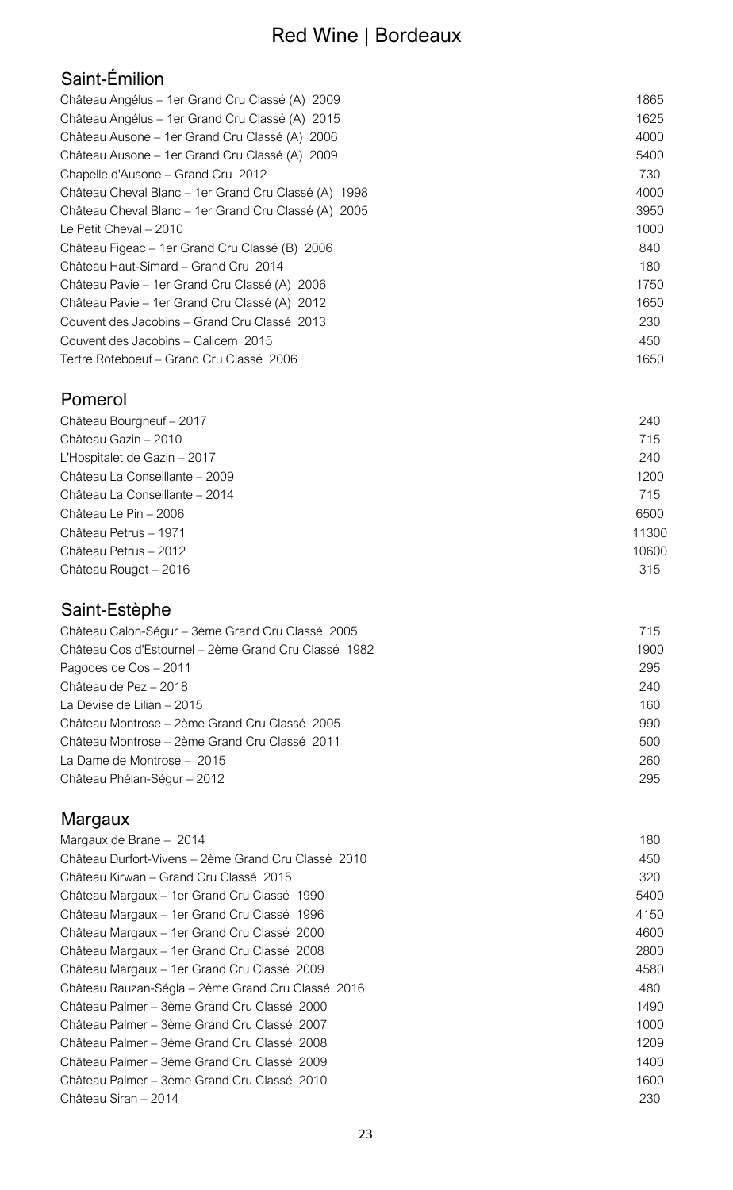# Red Wine | Bordeaux

## Saint-Émilion

| | |
|---|---|
| Château Angélus – 1er Grand Cru Classé (A) 2009 | 1865 |
| Château Angélus – 1er Grand Cru Classé (A) 2015 | 1625 |
| Château Ausone – 1er Grand Cru Classé (A) 2006 | 4000 |
| Château Ausone – 1er Grand Cru Classé (A) 2009 | 5400 |
| Chapelle d'Ausone – Grand Cru 2012 | 730 |
| Château Cheval Blanc – 1er Grand Cru Classé (A) 1998 | 4000 |
| Château Cheval Blanc – 1er Grand Cru Classé (A) 2005 | 3950 |
| Le Petit Cheval – 2010 | 1000 |
| Château Figeac – 1er Grand Cru Classé (B) 2006 | 840 |
| Château Haut-Simard – Grand Cru 2014 | 180 |
| Château Pavie – 1er Grand Cru Classé (A) 2006 | 1750 |
| Château Pavie – 1er Grand Cru Classé (A) 2012 | 1650 |
| Couvent des Jacobins – Grand Cru Classé 2013 | 230 |
| Couvent des Jacobins – Calicem 2015 | 450 |
| Tertre Roteboeuf – Grand Cru Classé 2006 | 1650 |

## Pomerol

| | |
|---|---|
| Château Bourgneuf – 2017 | 240 |
| Château Gazin – 2010 | 715 |
| L'Hospitalet de Gazin – 2017 | 240 |
| Château La Conseillante – 2009 | 1200 |
| Château La Conseillante – 2014 | 715 |
| Château Le Pin – 2006 | 6500 |
| Château Petrus – 1971 | 11300 |
| Château Petrus – 2012 | 10600 |
| Château Rouget – 2016 | 315 |

## Saint-Estèphe

| | |
|---|---|
| Château Calon-Ségur – 3ème Grand Cru Classé 2005 | 715 |
| Château Cos d'Estournel – 2ème Grand Cru Classé 1982 | 1900 |
| Pagodes de Cos – 2011 | 295 |
| Château de Pez – 2018 | 240 |
| La Devise de Lilian – 2015 | 160 |
| Château Montrose – 2ème Grand Cru Classé 2005 | 990 |
| Château Montrose – 2ème Grand Cru Classé 2011 | 500 |
| La Dame de Montrose – 2015 | 260 |
| Château Phélan-Ségur – 2012 | 295 |

## Margaux

| | |
|---|---|
| Margaux de Brane – 2014 | 180 |
| Château Durfort-Vivens – 2ème Grand Cru Classé 2010 | 450 |
| Château Kirwan – Grand Cru Classé 2015 | 320 |
| Château Margaux – 1er Grand Cru Classé 1990 | 5400 |
| Château Margaux – 1er Grand Cru Classé 1996 | 4150 |
| Château Margaux – 1er Grand Cru Classé 2000 | 4600 |
| Château Margaux – 1er Grand Cru Classé 2008 | 2800 |
| Château Margaux – 1er Grand Cru Classé 2009 | 4580 |
| Château Rauzan-Ségla – 2ème Grand Cru Classé 2016 | 480 |
| Château Palmer – 3ème Grand Cru Classé 2000 | 1490 |
| Château Palmer – 3ème Grand Cru Classé 2007 | 1000 |
| Château Palmer – 3ème Grand Cru Classé 2008 | 1209 |
| Château Palmer – 3ème Grand Cru Classé 2009 | 1400 |
| Château Palmer – 3ème Grand Cru Classé 2010 | 1600 |
| Château Siran – 2014 | 230 |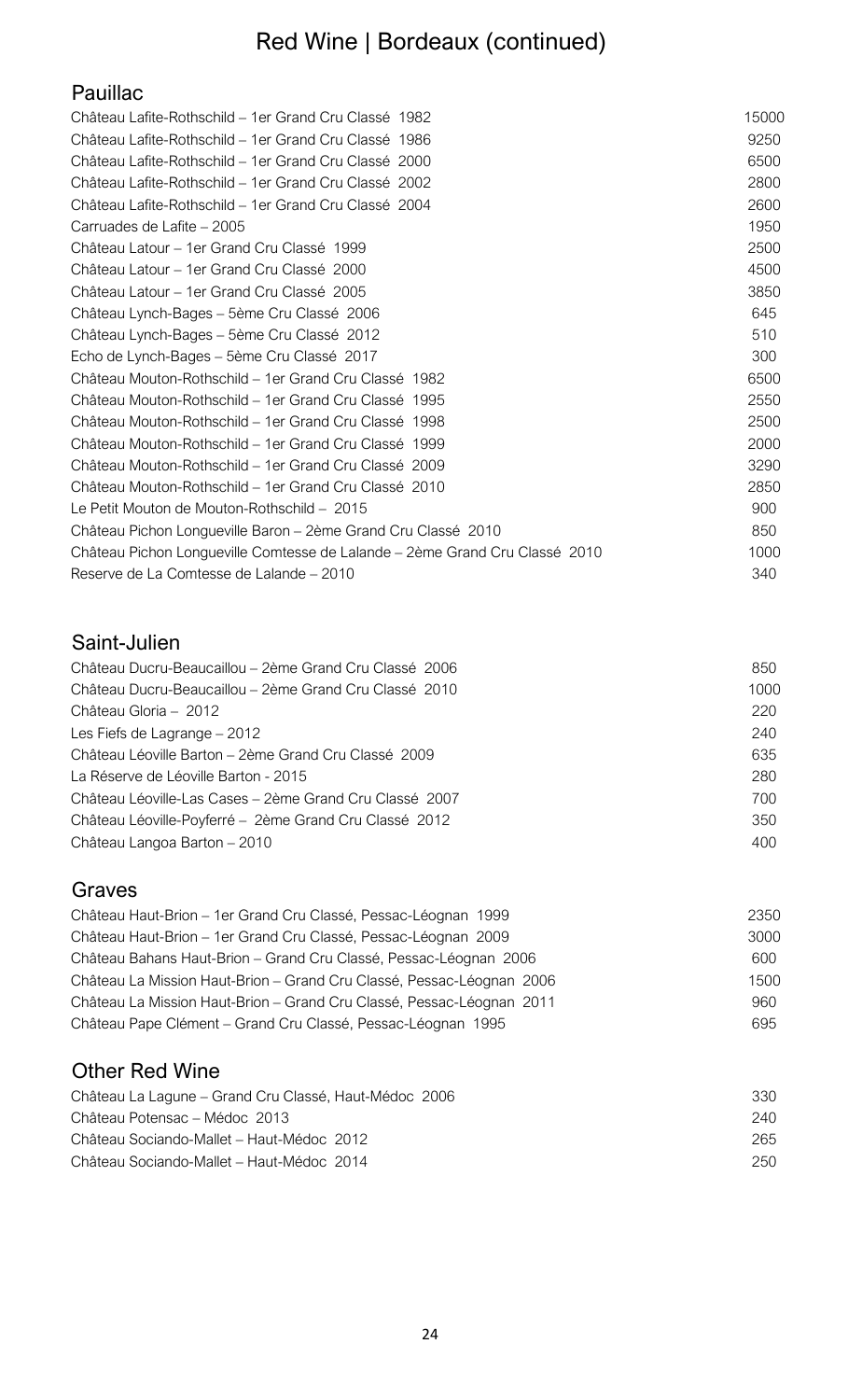# Red Wine | Bordeaux (continued)

## Pauillac

| | |
|---|---|
| Château Lafite-Rothschild – 1er Grand Cru Classé 1982 | 15000 |
| Château Lafite-Rothschild – 1er Grand Cru Classé 1986 | 9250 |
| Château Lafite-Rothschild – 1er Grand Cru Classé 2000 | 6500 |
| Château Lafite-Rothschild – 1er Grand Cru Classé 2002 | 2800 |
| Château Lafite-Rothschild – 1er Grand Cru Classé 2004 | 2600 |
| Carruades de Lafite – 2005 | 1950 |
| Château Latour – 1er Grand Cru Classé 1999 | 2500 |
| Château Latour – 1er Grand Cru Classé 2000 | 4500 |
| Château Latour – 1er Grand Cru Classé 2005 | 3850 |
| Château Lynch-Bages – 5ème Cru Classé 2006 | 645 |
| Château Lynch-Bages – 5ème Cru Classé 2012 | 510 |
| Echo de Lynch-Bages – 5ème Cru Classé 2017 | 300 |
| Château Mouton-Rothschild – 1er Grand Cru Classé 1982 | 6500 |
| Château Mouton-Rothschild – 1er Grand Cru Classé 1995 | 2550 |
| Château Mouton-Rothschild – 1er Grand Cru Classé 1998 | 2500 |
| Château Mouton-Rothschild – 1er Grand Cru Classé 1999 | 2000 |
| Château Mouton-Rothschild – 1er Grand Cru Classé 2009 | 3290 |
| Château Mouton-Rothschild – 1er Grand Cru Classé 2010 | 2850 |
| Le Petit Mouton de Mouton-Rothschild – 2015 | 900 |
| Château Pichon Longueville Baron – 2ème Grand Cru Classé 2010 | 850 |
| Château Pichon Longueville Comtesse de Lalande – 2ème Grand Cru Classé 2010 | 1000 |
| Reserve de La Comtesse de Lalande – 2010 | 340 |

## Saint-Julien

| | |
|---|---|
| Château Ducru-Beaucaillou – 2ème Grand Cru Classé 2006 | 850 |
| Château Ducru-Beaucaillou – 2ème Grand Cru Classé 2010 | 1000 |
| Château Gloria – 2012 | 220 |
| Les Fiefs de Lagrange – 2012 | 240 |
| Château Léoville Barton – 2ème Grand Cru Classé 2009 | 635 |
| La Réserve de Léoville Barton - 2015 | 280 |
| Château Léoville-Las Cases – 2ème Grand Cru Classé 2007 | 700 |
| Château Léoville-Poyferré – 2ème Grand Cru Classé 2012 | 350 |
| Château Langoa Barton – 2010 | 400 |

## Graves

| | |
|---|---|
| Château Haut-Brion – 1er Grand Cru Classé, Pessac-Léognan 1999 | 2350 |
| Château Haut-Brion – 1er Grand Cru Classé, Pessac-Léognan 2009 | 3000 |
| Château Bahans Haut-Brion – Grand Cru Classé, Pessac-Léognan 2006 | 600 |
| Château La Mission Haut-Brion – Grand Cru Classé, Pessac-Léognan 2006 | 1500 |
| Château La Mission Haut-Brion – Grand Cru Classé, Pessac-Léognan 2011 | 960 |
| Château Pape Clément – Grand Cru Classé, Pessac-Léognan 1995 | 695 |

## Other Red Wine

| | |
|---|---|
| Château La Lagune – Grand Cru Classé, Haut-Médoc 2006 | 330 |
| Château Potensac – Médoc 2013 | 240 |
| Château Sociando-Mallet – Haut-Médoc 2012 | 265 |
| Château Sociando-Mallet – Haut-Médoc 2014 | 250 |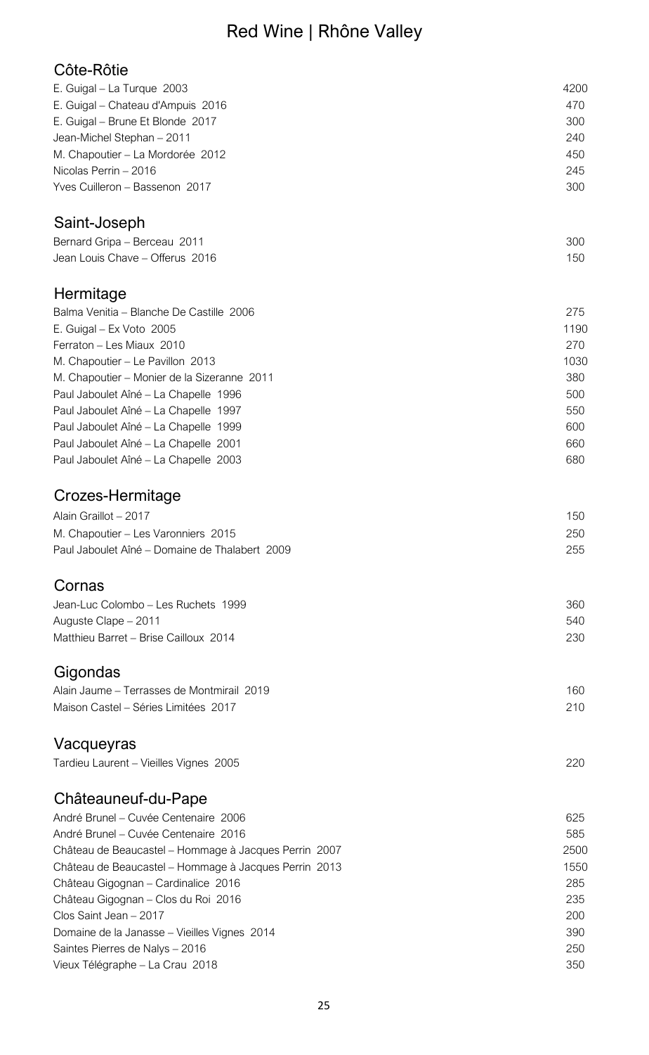# Red Wine | Rhône Valley

## Côte-Rôtie

| | |
|---|---|
| E. Guigal – La Turque 2003 | 4200 |
| E. Guigal – Chateau d'Ampuis 2016 | 470 |
| E. Guigal – Brune Et Blonde 2017 | 300 |
| Jean-Michel Stephan – 2011 | 240 |
| M. Chapoutier – La Mordorée 2012 | 450 |
| Nicolas Perrin – 2016 | 245 |
| Yves Cuilleron – Bassenon 2017 | 300 |

## Saint-Joseph

| | |
|---|---|
| Bernard Gripa – Berceau 2011 | 300 |
| Jean Louis Chave – Offerus 2016 | 150 |

## Hermitage

| | |
|---|---|
| Balma Venitia – Blanche De Castille 2006 | 275 |
| E. Guigal – Ex Voto 2005 | 1190 |
| Ferraton – Les Miaux 2010 | 270 |
| M. Chapoutier – Le Pavillon 2013 | 1030 |
| M. Chapoutier – Monier de la Sizeranne 2011 | 380 |
| Paul Jaboulet Aîné – La Chapelle 1996 | 500 |
| Paul Jaboulet Aîné – La Chapelle 1997 | 550 |
| Paul Jaboulet Aîné – La Chapelle 1999 | 600 |
| Paul Jaboulet Aîné – La Chapelle 2001 | 660 |
| Paul Jaboulet Aîné – La Chapelle 2003 | 680 |

## Crozes-Hermitage

| | |
|---|---|
| Alain Graillot – 2017 | 150 |
| M. Chapoutier – Les Varonniers 2015 | 250 |
| Paul Jaboulet Aîné – Domaine de Thalabert 2009 | 255 |

## Cornas

| | |
|---|---|
| Jean-Luc Colombo – Les Ruchets 1999 | 360 |
| Auguste Clape – 2011 | 540 |
| Matthieu Barret – Brise Cailloux 2014 | 230 |

## Gigondas

| | |
|---|---|
| Alain Jaume – Terrasses de Montmirail 2019 | 160 |
| Maison Castel – Séries Limitées 2017 | 210 |

## Vacqueyras

| | |
|---|---|
| Tardieu Laurent – Vieilles Vignes 2005 | 220 |

## Châteauneuf-du-Pape

| | |
|---|---|
| André Brunel – Cuvée Centenaire 2006 | 625 |
| André Brunel – Cuvée Centenaire 2016 | 585 |
| Château de Beaucastel – Hommage à Jacques Perrin 2007 | 2500 |
| Château de Beaucastel – Hommage à Jacques Perrin 2013 | 1550 |
| Château Gigognan – Cardinalice 2016 | 285 |
| Château Gigognan – Clos du Roi 2016 | 235 |
| Clos Saint Jean – 2017 | 200 |
| Domaine de la Janasse – Vieilles Vignes 2014 | 390 |
| Saintes Pierres de Nalys – 2016 | 250 |
| Vieux Télégraphe – La Crau 2018 | 350 |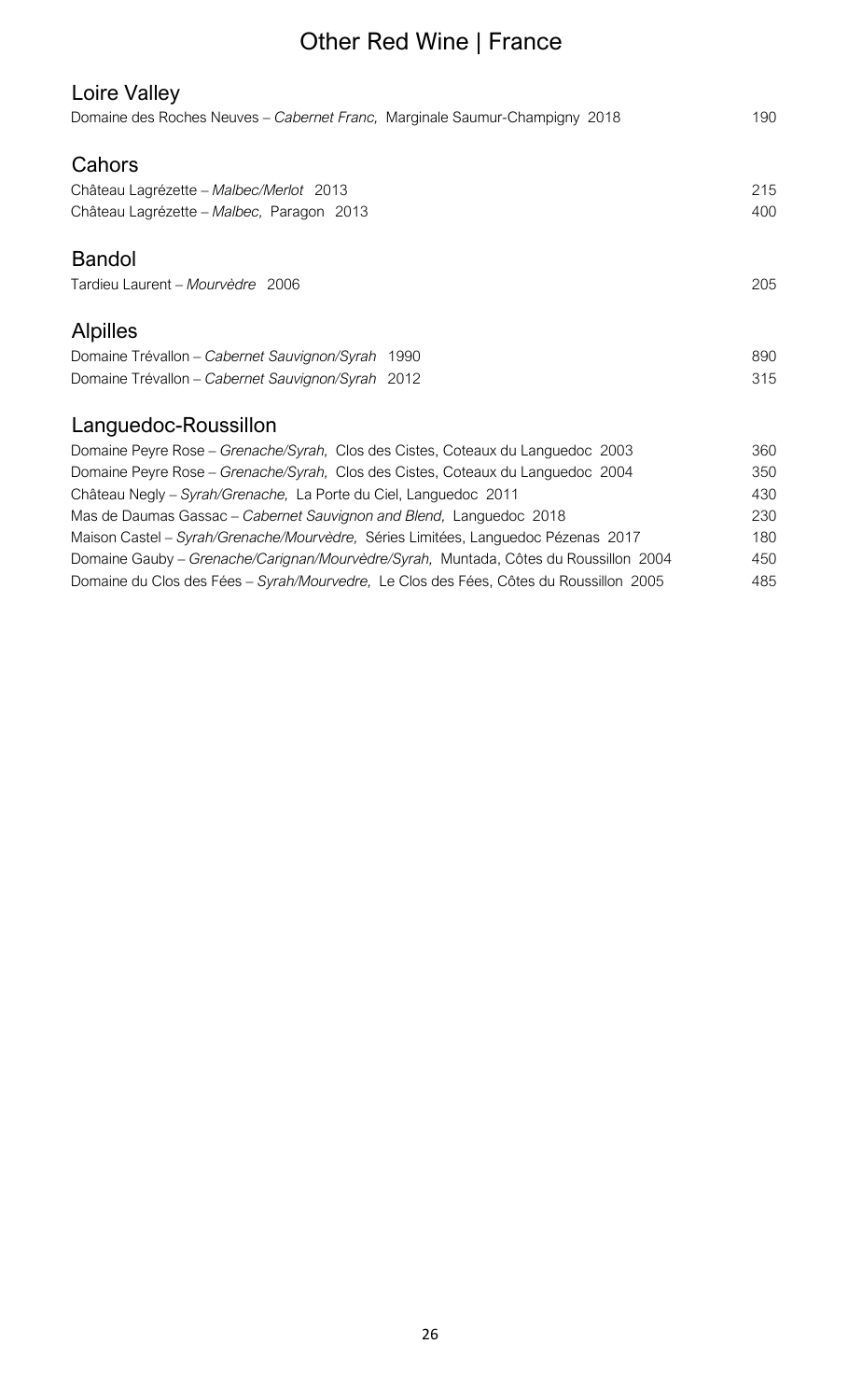# Other Red Wine | France

## Loire Valley

Domaine des Roches Neuves – *Cabernet Franc,* Marginale Saumur-Champigny 2018 — 190

## Cahors

Château Lagrézette – *Malbec/Merlot* 2013 — 215

Château Lagrézette – *Malbec,* Paragon 2013 — 400

## Bandol

Tardieu Laurent – *Mourvèdre* 2006 — 205

## Alpilles

Domaine Trévallon – *Cabernet Sauvignon/Syrah* 1990 — 890

Domaine Trévallon – *Cabernet Sauvignon/Syrah* 2012 — 315

## Languedoc-Roussillon

Domaine Peyre Rose – *Grenache/Syrah,* Clos des Cistes, Coteaux du Languedoc 2003 — 360

Domaine Peyre Rose – *Grenache/Syrah,* Clos des Cistes, Coteaux du Languedoc 2004 — 350

Château Negly – *Syrah/Grenache,* La Porte du Ciel, Languedoc 2011 — 430

Mas de Daumas Gassac – *Cabernet Sauvignon and Blend,* Languedoc 2018 — 230

Maison Castel – *Syrah/Grenache/Mourvèdre,* Séries Limitées, Languedoc Pézenas 2017 — 180

Domaine Gauby – *Grenache/Carignan/Mourvèdre/Syrah,* Muntada, Côtes du Roussillon 2004 — 450

Domaine du Clos des Fées – *Syrah/Mourvedre,* Le Clos des Fées, Côtes du Roussillon 2005 — 485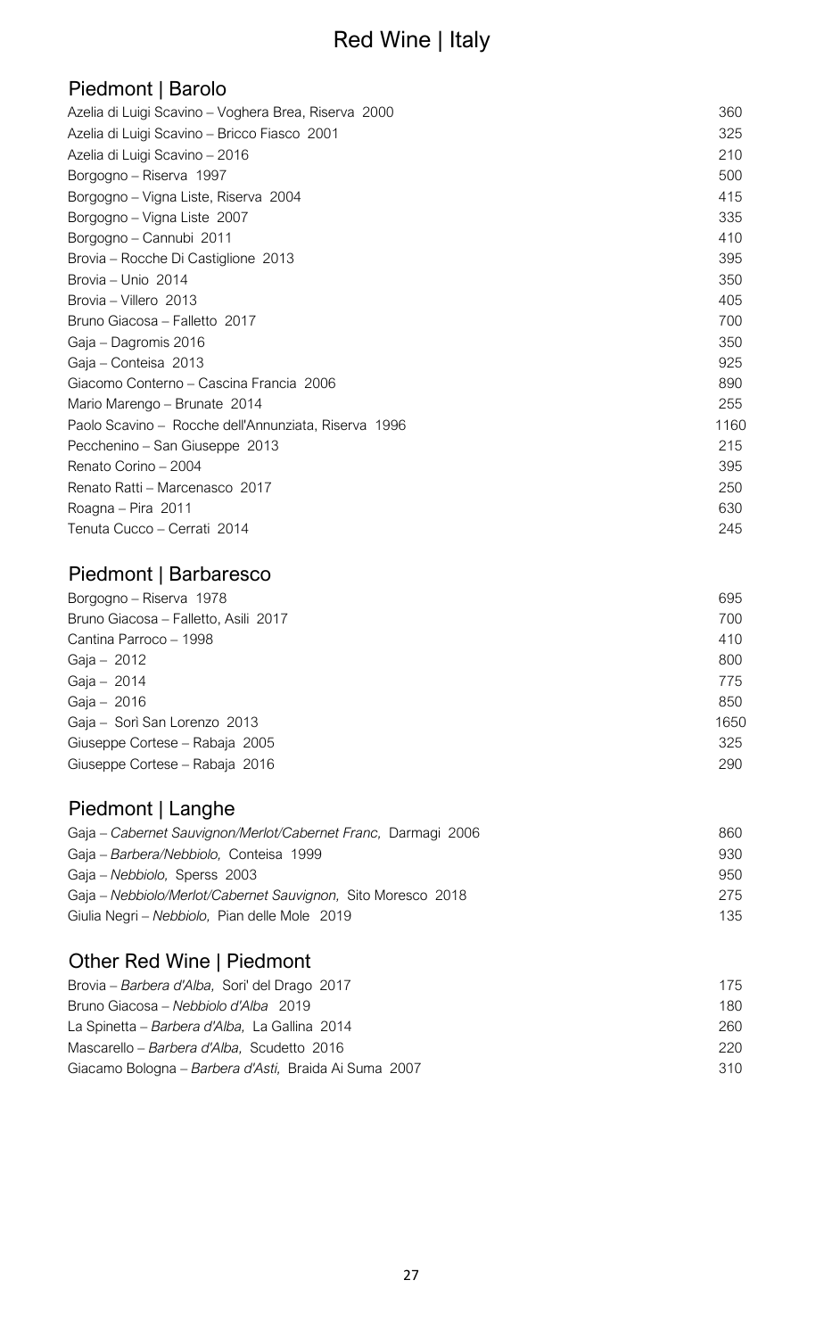# Red Wine | Italy

## Piedmont | Barolo

| Wine | Price |
|---|---|
| Azelia di Luigi Scavino – Voghera Brea, Riserva 2000 | 360 |
| Azelia di Luigi Scavino – Bricco Fiasco 2001 | 325 |
| Azelia di Luigi Scavino – 2016 | 210 |
| Borgogno – Riserva 1997 | 500 |
| Borgogno – Vigna Liste, Riserva 2004 | 415 |
| Borgogno – Vigna Liste 2007 | 335 |
| Borgogno – Cannubi 2011 | 410 |
| Brovia – Rocche Di Castiglione 2013 | 395 |
| Brovia – Unio 2014 | 350 |
| Brovia – Villero 2013 | 405 |
| Bruno Giacosa – Falletto 2017 | 700 |
| Gaja – Dagromis 2016 | 350 |
| Gaja – Conteisa 2013 | 925 |
| Giacomo Conterno – Cascina Francia 2006 | 890 |
| Mario Marengo – Brunate 2014 | 255 |
| Paolo Scavino – Rocche dell'Annunziata, Riserva 1996 | 1160 |
| Pecchenino – San Giuseppe 2013 | 215 |
| Renato Corino – 2004 | 395 |
| Renato Ratti – Marcenasco 2017 | 250 |
| Roagna – Pira 2011 | 630 |
| Tenuta Cucco – Cerrati 2014 | 245 |

## Piedmont | Barbaresco

| Wine | Price |
|---|---|
| Borgogno – Riserva 1978 | 695 |
| Bruno Giacosa – Falletto, Asili 2017 | 700 |
| Cantina Parroco – 1998 | 410 |
| Gaja – 2012 | 800 |
| Gaja – 2014 | 775 |
| Gaja – 2016 | 850 |
| Gaja – Sorì San Lorenzo 2013 | 1650 |
| Giuseppe Cortese – Rabaja 2005 | 325 |
| Giuseppe Cortese – Rabaja 2016 | 290 |

## Piedmont | Langhe

| Wine | Price |
|---|---|
| Gaja – *Cabernet Sauvignon/Merlot/Cabernet Franc,* Darmagi 2006 | 860 |
| Gaja – *Barbera/Nebbiolo,* Conteisa 1999 | 930 |
| Gaja – *Nebbiolo,* Sperss 2003 | 950 |
| Gaja – *Nebbiolo/Merlot/Cabernet Sauvignon,* Sito Moresco 2018 | 275 |
| Giulia Negri – *Nebbiolo,* Pian delle Mole 2019 | 135 |

## Other Red Wine | Piedmont

| Wine | Price |
|---|---|
| Brovia – *Barbera d'Alba,* Sori' del Drago 2017 | 175 |
| Bruno Giacosa – *Nebbiolo d'Alba* 2019 | 180 |
| La Spinetta – *Barbera d'Alba,* La Gallina 2014 | 260 |
| Mascarello – *Barbera d'Alba,* Scudetto 2016 | 220 |
| Giacamo Bologna – *Barbera d'Asti,* Braida Ai Suma 2007 | 310 |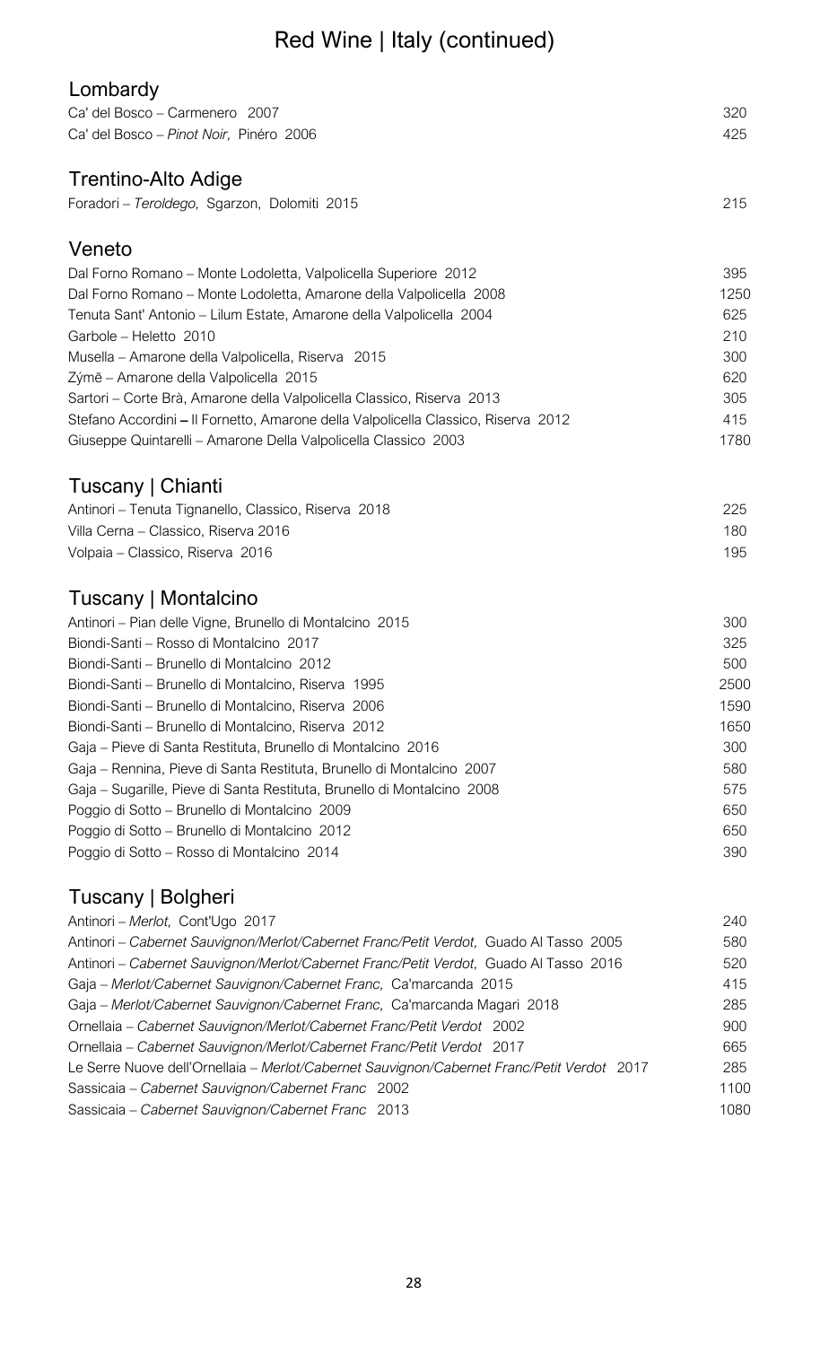# Red Wine | Italy (continued)

## Lombardy

| | |
|---|---|
| Ca' del Bosco – Carmenero 2007 | 320 |
| Ca' del Bosco – *Pinot Noir,* Pinéro 2006 | 425 |

## Trentino-Alto Adige

| | |
|---|---|
| Foradori – *Teroldego,* Sgarzon, Dolomiti 2015 | 215 |

## Veneto

| | |
|---|---|
| Dal Forno Romano – Monte Lodoletta, Valpolicella Superiore 2012 | 395 |
| Dal Forno Romano – Monte Lodoletta, Amarone della Valpolicella 2008 | 1250 |
| Tenuta Sant' Antonio – Lilum Estate, Amarone della Valpolicella 2004 | 625 |
| Garbole – Heletto 2010 | 210 |
| Musella – Amarone della Valpolicella, Riserva 2015 | 300 |
| Zýmē – Amarone della Valpolicella 2015 | 620 |
| Sartori – Corte Brà, Amarone della Valpolicella Classico, Riserva 2013 | 305 |
| Stefano Accordini – Il Fornetto, Amarone della Valpolicella Classico, Riserva 2012 | 415 |
| Giuseppe Quintarelli – Amarone Della Valpolicella Classico 2003 | 1780 |

## Tuscany | Chianti

| | |
|---|---|
| Antinori – Tenuta Tignanello, Classico, Riserva 2018 | 225 |
| Villa Cerna – Classico, Riserva 2016 | 180 |
| Volpaia – Classico, Riserva 2016 | 195 |

## Tuscany | Montalcino

| | |
|---|---|
| Antinori – Pian delle Vigne, Brunello di Montalcino 2015 | 300 |
| Biondi-Santi – Rosso di Montalcino 2017 | 325 |
| Biondi-Santi – Brunello di Montalcino 2012 | 500 |
| Biondi-Santi – Brunello di Montalcino, Riserva 1995 | 2500 |
| Biondi-Santi – Brunello di Montalcino, Riserva 2006 | 1590 |
| Biondi-Santi – Brunello di Montalcino, Riserva 2012 | 1650 |
| Gaja – Pieve di Santa Restituta, Brunello di Montalcino 2016 | 300 |
| Gaja – Rennina, Pieve di Santa Restituta, Brunello di Montalcino 2007 | 580 |
| Gaja – Sugarille, Pieve di Santa Restituta, Brunello di Montalcino 2008 | 575 |
| Poggio di Sotto – Brunello di Montalcino 2009 | 650 |
| Poggio di Sotto – Brunello di Montalcino 2012 | 650 |
| Poggio di Sotto – Rosso di Montalcino 2014 | 390 |

## Tuscany | Bolgheri

| | |
|---|---|
| Antinori – *Merlot,* Cont'Ugo 2017 | 240 |
| Antinori – *Cabernet Sauvignon/Merlot/Cabernet Franc/Petit Verdot,* Guado Al Tasso 2005 | 580 |
| Antinori – *Cabernet Sauvignon/Merlot/Cabernet Franc/Petit Verdot,* Guado Al Tasso 2016 | 520 |
| Gaja – *Merlot/Cabernet Sauvignon/Cabernet Franc,* Ca'marcanda 2015 | 415 |
| Gaja – *Merlot/Cabernet Sauvignon/Cabernet Franc,* Ca'marcanda Magari 2018 | 285 |
| Ornellaia – *Cabernet Sauvignon/Merlot/Cabernet Franc/Petit Verdot* 2002 | 900 |
| Ornellaia – *Cabernet Sauvignon/Merlot/Cabernet Franc/Petit Verdot* 2017 | 665 |
| Le Serre Nuove dell'Ornellaia – *Merlot/Cabernet Sauvignon/Cabernet Franc/Petit Verdot* 2017 | 285 |
| Sassicaia – *Cabernet Sauvignon/Cabernet Franc* 2002 | 1100 |
| Sassicaia – *Cabernet Sauvignon/Cabernet Franc* 2013 | 1080 |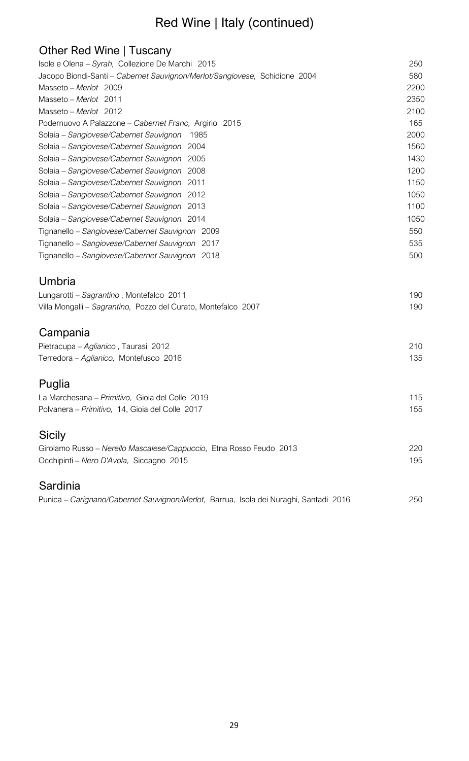# Red Wine | Italy (continued)

## Other Red Wine | Tuscany

| Wine | Price |
|---|---|
| Isole e Olena – *Syrah,* Collezione De Marchi 2015 | 250 |
| Jacopo Biondi-Santi – *Cabernet Sauvignon/Merlot/Sangiovese,* Schidione 2004 | 580 |
| Masseto – *Merlot* 2009 | 2200 |
| Masseto – *Merlot* 2011 | 2350 |
| Masseto – *Merlot* 2012 | 2100 |
| Podernuovo A Palazzone – *Cabernet Franc,* Argirio 2015 | 165 |
| Solaia – *Sangiovese/Cabernet Sauvignon* 1985 | 2000 |
| Solaia – *Sangiovese/Cabernet Sauvignon* 2004 | 1560 |
| Solaia – *Sangiovese/Cabernet Sauvignon* 2005 | 1430 |
| Solaia – *Sangiovese/Cabernet Sauvignon* 2008 | 1200 |
| Solaia – *Sangiovese/Cabernet Sauvignon* 2011 | 1150 |
| Solaia – *Sangiovese/Cabernet Sauvignon* 2012 | 1050 |
| Solaia – *Sangiovese/Cabernet Sauvignon* 2013 | 1100 |
| Solaia – *Sangiovese/Cabernet Sauvignon* 2014 | 1050 |
| Tignanello – *Sangiovese/Cabernet Sauvignon* 2009 | 550 |
| Tignanello – *Sangiovese/Cabernet Sauvignon* 2017 | 535 |
| Tignanello – *Sangiovese/Cabernet Sauvignon* 2018 | 500 |

## Umbria

| Wine | Price |
|---|---|
| Lungarotti – *Sagrantino* , Montefalco 2011 | 190 |
| Villa Mongalli – *Sagrantino,* Pozzo del Curato, Montefalco 2007 | 190 |

## Campania

| Wine | Price |
|---|---|
| Pietracupa – *Aglianico* , Taurasi 2012 | 210 |
| Terredora – *Aglianico,* Montefusco 2016 | 135 |

## Puglia

| Wine | Price |
|---|---|
| La Marchesana – *Primitivo,* Gioia del Colle 2019 | 115 |
| Polvanera – *Primitivo,* 14, Gioia del Colle 2017 | 155 |

## Sicily

| Wine | Price |
|---|---|
| Girolamo Russo – *Nerello Mascalese/Cappuccio,* Etna Rosso Feudo 2013 | 220 |
| Occhipinti – *Nero D'Avola,* Siccagno 2015 | 195 |

## Sardinia

| Wine | Price |
|---|---|
| Punica – *Carignano/Cabernet Sauvignon/Merlot,* Barrua, Isola dei Nuraghi, Santadi 2016 | 250 |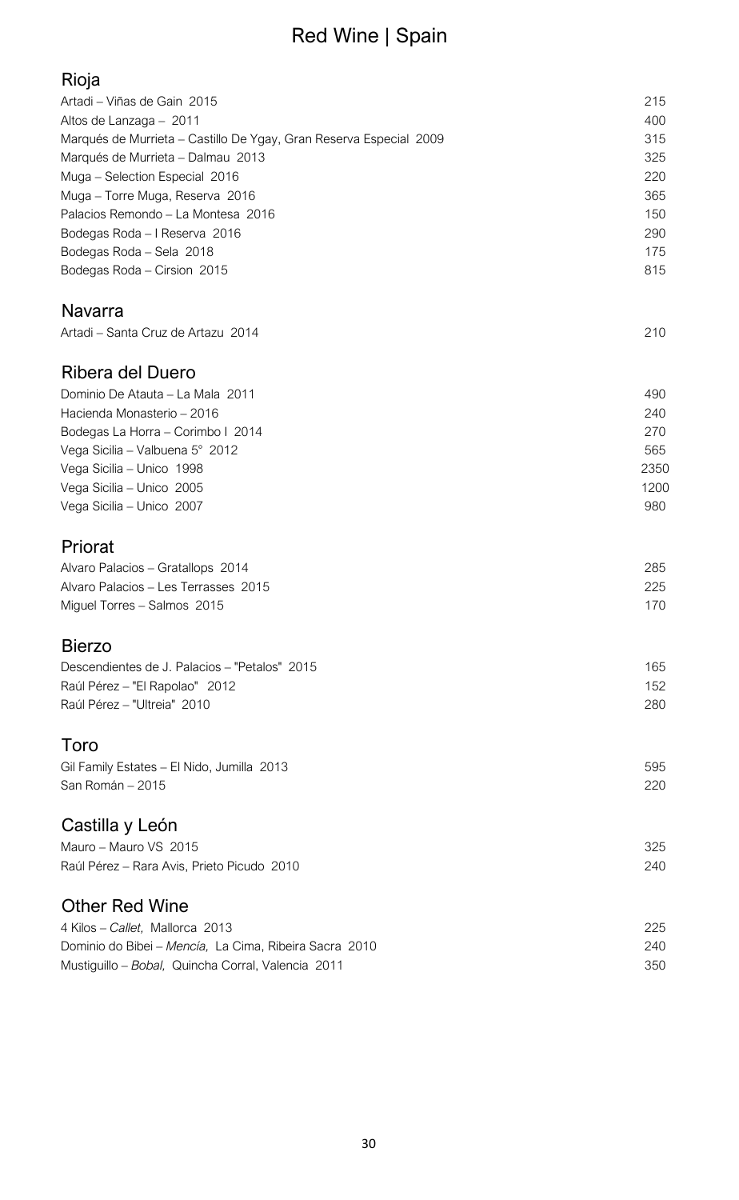# Red Wine | Spain

## Rioja

| | |
|---|---|
| Artadi – Viñas de Gain 2015 | 215 |
| Altos de Lanzaga – 2011 | 400 |
| Marqués de Murrieta – Castillo De Ygay, Gran Reserva Especial 2009 | 315 |
| Marqués de Murrieta – Dalmau 2013 | 325 |
| Muga – Selection Especial 2016 | 220 |
| Muga – Torre Muga, Reserva 2016 | 365 |
| Palacios Remondo – La Montesa 2016 | 150 |
| Bodegas Roda – I Reserva 2016 | 290 |
| Bodegas Roda – Sela 2018 | 175 |
| Bodegas Roda – Cirsion 2015 | 815 |

## Navarra

| | |
|---|---|
| Artadi – Santa Cruz de Artazu 2014 | 210 |

## Ribera del Duero

| | |
|---|---|
| Dominio De Atauta – La Mala 2011 | 490 |
| Hacienda Monasterio – 2016 | 240 |
| Bodegas La Horra – Corimbo I 2014 | 270 |
| Vega Sicilia – Valbuena 5° 2012 | 565 |
| Vega Sicilia – Unico 1998 | 2350 |
| Vega Sicilia – Unico 2005 | 1200 |
| Vega Sicilia – Unico 2007 | 980 |

## Priorat

| | |
|---|---|
| Alvaro Palacios – Gratallops 2014 | 285 |
| Alvaro Palacios – Les Terrasses 2015 | 225 |
| Miguel Torres – Salmos 2015 | 170 |

## Bierzo

| | |
|---|---|
| Descendientes de J. Palacios – "Petalos" 2015 | 165 |
| Raúl Pérez – "El Rapolao" 2012 | 152 |
| Raúl Pérez – "Ultreia" 2010 | 280 |

## Toro

| | |
|---|---|
| Gil Family Estates – El Nido, Jumilla 2013 | 595 |
| San Román – 2015 | 220 |

## Castilla y León

| | |
|---|---|
| Mauro – Mauro VS 2015 | 325 |
| Raúl Pérez – Rara Avis, Prieto Picudo 2010 | 240 |

## Other Red Wine

| | |
|---|---|
| 4 Kilos – *Callet,* Mallorca 2013 | 225 |
| Dominio do Bibei – *Mencía,* La Cima, Ribeira Sacra 2010 | 240 |
| Mustiguillo – *Bobal,* Quincha Corral, Valencia 2011 | 350 |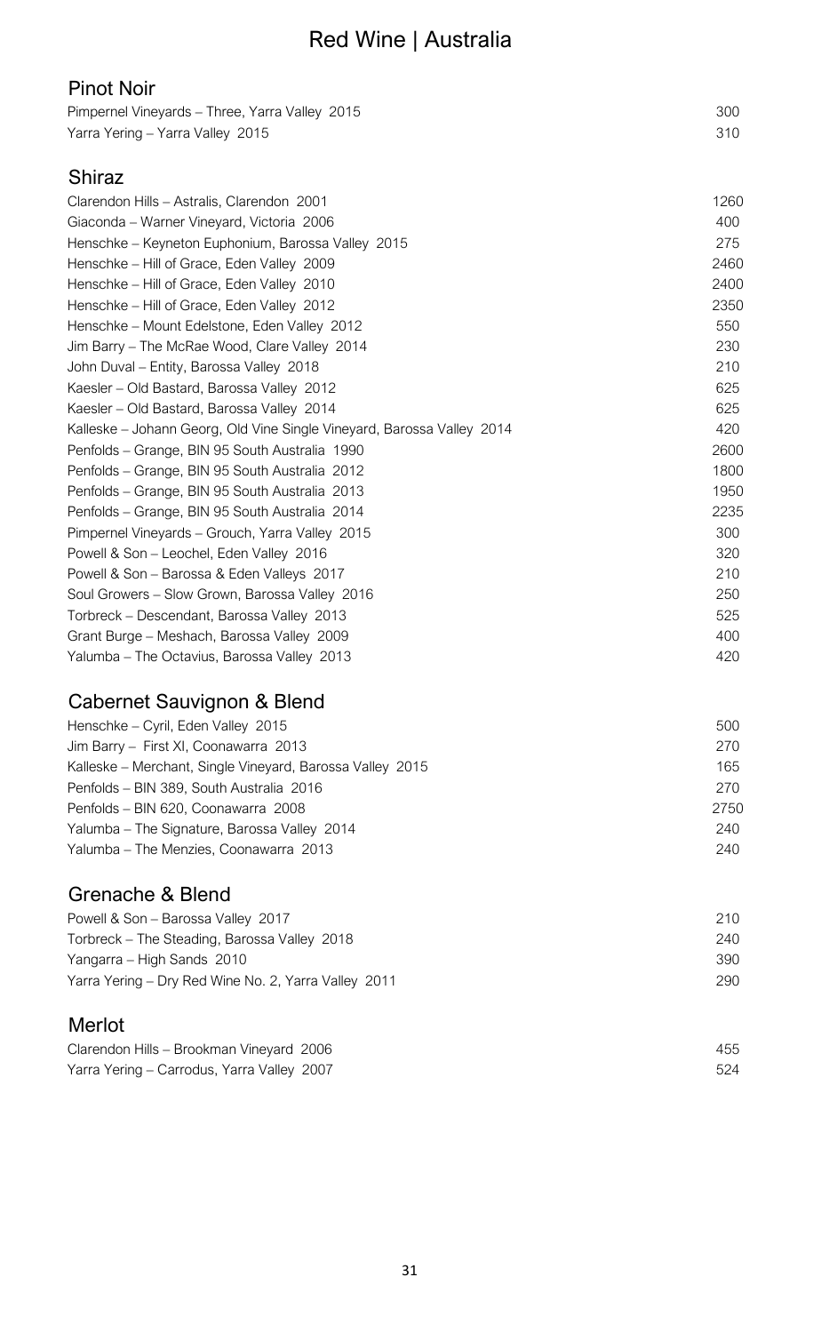# Red Wine | Australia

## Pinot Noir

| Wine | Price |
|---|---|
| Pimpernel Vineyards – Three, Yarra Valley 2015 | 300 |
| Yarra Yering – Yarra Valley 2015 | 310 |

## Shiraz

| Wine | Price |
|---|---|
| Clarendon Hills – Astralis, Clarendon 2001 | 1260 |
| Giaconda – Warner Vineyard, Victoria 2006 | 400 |
| Henschke – Keyneton Euphonium, Barossa Valley 2015 | 275 |
| Henschke – Hill of Grace, Eden Valley 2009 | 2460 |
| Henschke – Hill of Grace, Eden Valley 2010 | 2400 |
| Henschke – Hill of Grace, Eden Valley 2012 | 2350 |
| Henschke – Mount Edelstone, Eden Valley 2012 | 550 |
| Jim Barry – The McRae Wood, Clare Valley 2014 | 230 |
| John Duval – Entity, Barossa Valley 2018 | 210 |
| Kaesler – Old Bastard, Barossa Valley 2012 | 625 |
| Kaesler – Old Bastard, Barossa Valley 2014 | 625 |
| Kalleske – Johann Georg, Old Vine Single Vineyard, Barossa Valley 2014 | 420 |
| Penfolds – Grange, BIN 95 South Australia 1990 | 2600 |
| Penfolds – Grange, BIN 95 South Australia 2012 | 1800 |
| Penfolds – Grange, BIN 95 South Australia 2013 | 1950 |
| Penfolds – Grange, BIN 95 South Australia 2014 | 2235 |
| Pimpernel Vineyards – Grouch, Yarra Valley 2015 | 300 |
| Powell & Son – Leochel, Eden Valley 2016 | 320 |
| Powell & Son – Barossa & Eden Valleys 2017 | 210 |
| Soul Growers – Slow Grown, Barossa Valley 2016 | 250 |
| Torbreck – Descendant, Barossa Valley 2013 | 525 |
| Grant Burge – Meshach, Barossa Valley 2009 | 400 |
| Yalumba – The Octavius, Barossa Valley 2013 | 420 |

## Cabernet Sauvignon & Blend

| Wine | Price |
|---|---|
| Henschke – Cyril, Eden Valley 2015 | 500 |
| Jim Barry – First XI, Coonawarra 2013 | 270 |
| Kalleske – Merchant, Single Vineyard, Barossa Valley 2015 | 165 |
| Penfolds – BIN 389, South Australia 2016 | 270 |
| Penfolds – BIN 620, Coonawarra 2008 | 2750 |
| Yalumba – The Signature, Barossa Valley 2014 | 240 |
| Yalumba – The Menzies, Coonawarra 2013 | 240 |

## Grenache & Blend

| Wine | Price |
|---|---|
| Powell & Son – Barossa Valley 2017 | 210 |
| Torbreck – The Steading, Barossa Valley 2018 | 240 |
| Yangarra – High Sands 2010 | 390 |
| Yarra Yering – Dry Red Wine No. 2, Yarra Valley 2011 | 290 |

## Merlot

| Wine | Price |
|---|---|
| Clarendon Hills – Brookman Vineyard 2006 | 455 |
| Yarra Yering – Carrodus, Yarra Valley 2007 | 524 |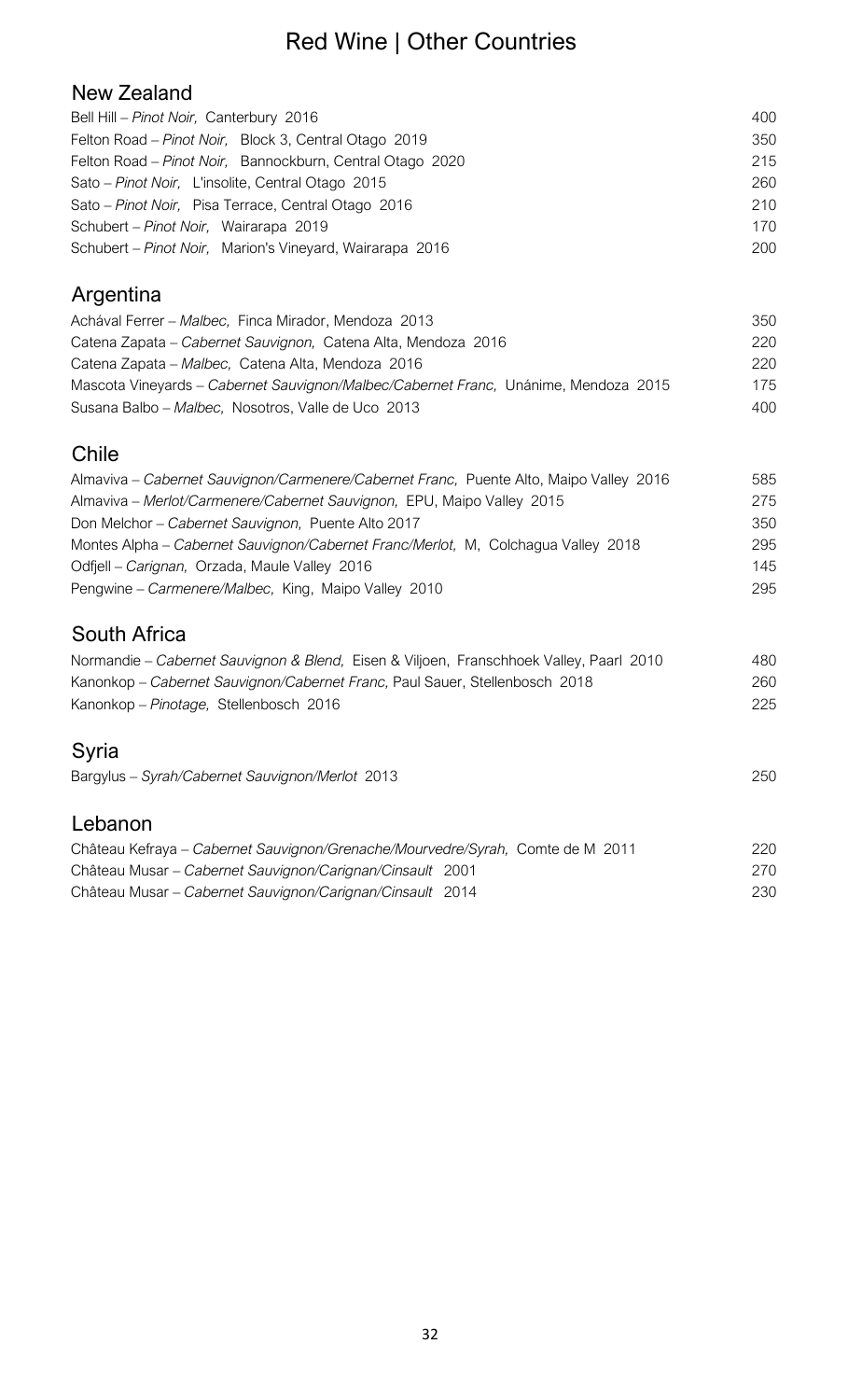# Red Wine | Other Countries

## New Zealand

| | |
|---|---|
| Bell Hill – *Pinot Noir,* Canterbury 2016 | 400 |
| Felton Road – *Pinot Noir,* Block 3, Central Otago 2019 | 350 |
| Felton Road – *Pinot Noir,* Bannockburn, Central Otago 2020 | 215 |
| Sato – *Pinot Noir,* L'insolite, Central Otago 2015 | 260 |
| Sato – *Pinot Noir,* Pisa Terrace, Central Otago 2016 | 210 |
| Schubert – *Pinot Noir,* Wairarapa 2019 | 170 |
| Schubert – *Pinot Noir,* Marion's Vineyard, Wairarapa 2016 | 200 |

## Argentina

| | |
|---|---|
| Achával Ferrer – *Malbec,* Finca Mirador, Mendoza 2013 | 350 |
| Catena Zapata – *Cabernet Sauvignon,* Catena Alta, Mendoza 2016 | 220 |
| Catena Zapata – *Malbec,* Catena Alta, Mendoza 2016 | 220 |
| Mascota Vineyards – *Cabernet Sauvignon/Malbec/Cabernet Franc,* Unánime, Mendoza 2015 | 175 |
| Susana Balbo – *Malbec,* Nosotros, Valle de Uco 2013 | 400 |

## Chile

| | |
|---|---|
| Almaviva – *Cabernet Sauvignon/Carmenere/Cabernet Franc,* Puente Alto, Maipo Valley 2016 | 585 |
| Almaviva – *Merlot/Carmenere/Cabernet Sauvignon,* EPU, Maipo Valley 2015 | 275 |
| Don Melchor – *Cabernet Sauvignon,* Puente Alto 2017 | 350 |
| Montes Alpha – *Cabernet Sauvignon/Cabernet Franc/Merlot,* M, Colchagua Valley 2018 | 295 |
| Odfjell – *Carignan,* Orzada, Maule Valley 2016 | 145 |
| Pengwine – *Carmenere/Malbec,* King, Maipo Valley 2010 | 295 |

## South Africa

| | |
|---|---|
| Normandie – *Cabernet Sauvignon & Blend,* Eisen & Viljoen, Franschhoek Valley, Paarl 2010 | 480 |
| Kanonkop – *Cabernet Sauvignon/Cabernet Franc,* Paul Sauer, Stellenbosch 2018 | 260 |
| Kanonkop – *Pinotage,* Stellenbosch 2016 | 225 |

## Syria

| | |
|---|---|
| Bargylus – *Syrah/Cabernet Sauvignon/Merlot* 2013 | 250 |

## Lebanon

| | |
|---|---|
| Château Kefraya – *Cabernet Sauvignon/Grenache/Mourvedre/Syrah,* Comte de M 2011 | 220 |
| Château Musar – *Cabernet Sauvignon/Carignan/Cinsault* 2001 | 270 |
| Château Musar – *Cabernet Sauvignon/Carignan/Cinsault* 2014 | 230 |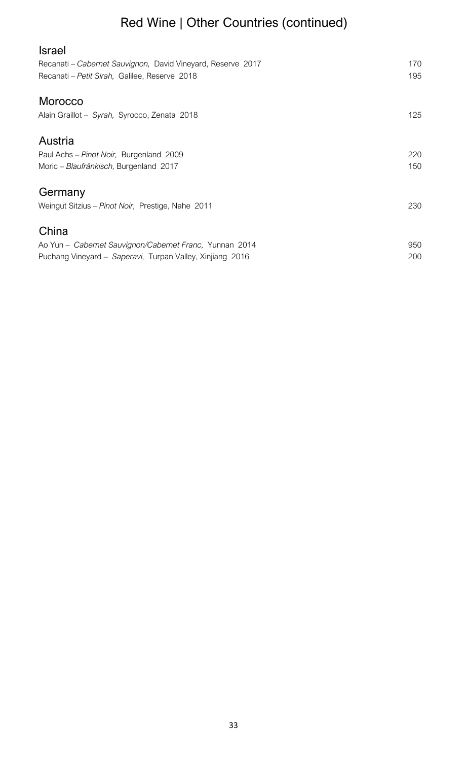# Red Wine | Other Countries (continued)

## Israel

| | |
|---|---|
| Recanati – *Cabernet Sauvignon,* David Vineyard, Reserve 2017 | 170 |
| Recanati – *Petit Sirah,* Galilee, Reserve 2018 | 195 |

## Morocco

| | |
|---|---|
| Alain Graillot – *Syrah,* Syrocco, Zenata 2018 | 125 |

## Austria

| | |
|---|---|
| Paul Achs – *Pinot Noir,* Burgenland 2009 | 220 |
| Moric – *Blaufränkisch,* Burgenland 2017 | 150 |

## Germany

| | |
|---|---|
| Weingut Sitzius – *Pinot Noir,* Prestige, Nahe 2011 | 230 |

## China

| | |
|---|---|
| Ao Yun – *Cabernet Sauvignon/Cabernet Franc,* Yunnan 2014 | 950 |
| Puchang Vineyard – *Saperavi,* Turpan Valley, Xinjiang 2016 | 200 |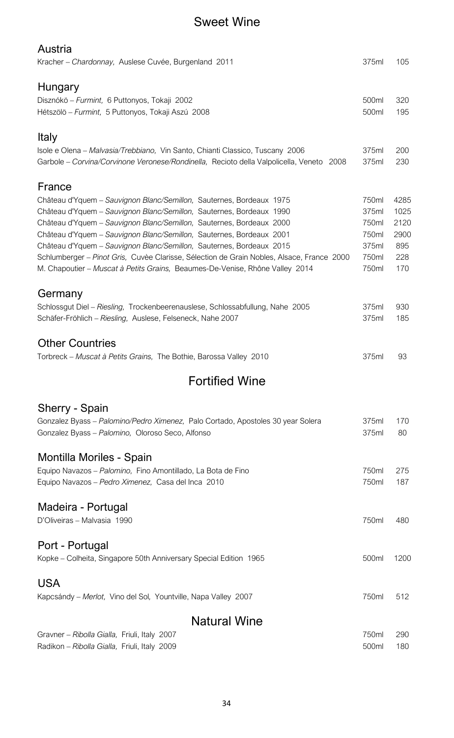# Sweet Wine

## Austria

| | | |
|---|---|---|
| Kracher – *Chardonnay,* Auslese Cuvée, Burgenland 2011 | 375ml | 105 |

## Hungary

| | | |
|---|---|---|
| Disznókö – *Furmint,* 6 Puttonyos, Tokaji 2002 | 500ml | 320 |
| Hétszölö – *Furmint,* 5 Puttonyos, Tokaji Aszú 2008 | 500ml | 195 |

## Italy

| | | |
|---|---|---|
| Isole e Olena – *Malvasia/Trebbiano,* Vin Santo, Chianti Classico, Tuscany 2006 | 375ml | 200 |
| Garbole – *Corvina/Corvinone Veronese/Rondinella,* Recioto della Valpolicella, Veneto 2008 | 375ml | 230 |

## France

| | | |
|---|---|---|
| Château d'Yquem – *Sauvignon Blanc/Semillon,* Sauternes, Bordeaux 1975 | 750ml | 4285 |
| Château d'Yquem – *Sauvignon Blanc/Semillon,* Sauternes, Bordeaux 1990 | 375ml | 1025 |
| Château d'Yquem – *Sauvignon Blanc/Semillon,* Sauternes, Bordeaux 2000 | 750ml | 2120 |
| Château d'Yquem – *Sauvignon Blanc/Semillon,* Sauternes, Bordeaux 2001 | 750ml | 2900 |
| Château d'Yquem – *Sauvignon Blanc/Semillon,* Sauternes, Bordeaux 2015 | 375ml | 895 |
| Schlumberger – *Pinot Gris,* Cuvèe Clarisse, Sélection de Grain Nobles, Alsace, France 2000 | 750ml | 228 |
| M. Chapoutier – *Muscat à Petits Grains,* Beaumes-De-Venise, Rhône Valley 2014 | 750ml | 170 |

## Germany

| | | |
|---|---|---|
| Schlossgut Diel – *Riesling,* Trockenbeerenauslese, Schlossabfullung, Nahe 2005 | 375ml | 930 |
| Schäfer-Fröhlich – *Riesling,* Auslese, Felseneck, Nahe 2007 | 375ml | 185 |

## Other Countries

| | | |
|---|---|---|
| Torbreck – *Muscat à Petits Grains,* The Bothie, Barossa Valley 2010 | 375ml | 93 |

# Fortified Wine

## Sherry - Spain

| | | |
|---|---|---|
| Gonzalez Byass – *Palomino/Pedro Ximenez,* Palo Cortado, Apostoles 30 year Solera | 375ml | 170 |
| Gonzalez Byass – *Palomino,* Oloroso Seco, Alfonso | 375ml | 80 |

## Montilla Moriles - Spain

| | | |
|---|---|---|
| Equipo Navazos – *Palomino,* Fino Amontillado, La Bota de Fino | 750ml | 275 |
| Equipo Navazos – *Pedro Ximenez,* Casa del Inca 2010 | 750ml | 187 |

## Madeira - Portugal

| | | |
|---|---|---|
| D'Oliveiras – Malvasia 1990 | 750ml | 480 |

## Port - Portugal

| | | |
|---|---|---|
| Kopke – Colheita, Singapore 50th Anniversary Special Edition 1965 | 500ml | 1200 |

## USA

| | | |
|---|---|---|
| Kapcsándy – *Merlot,* Vino del Sol, Yountville, Napa Valley 2007 | 750ml | 512 |

# Natural Wine

| | | |
|---|---|---|
| Gravner – *Ribolla Gialla,* Friuli, Italy 2007 | 750ml | 290 |
| Radikon – *Ribolla Gialla,* Friuli, Italy 2009 | 500ml | 180 |